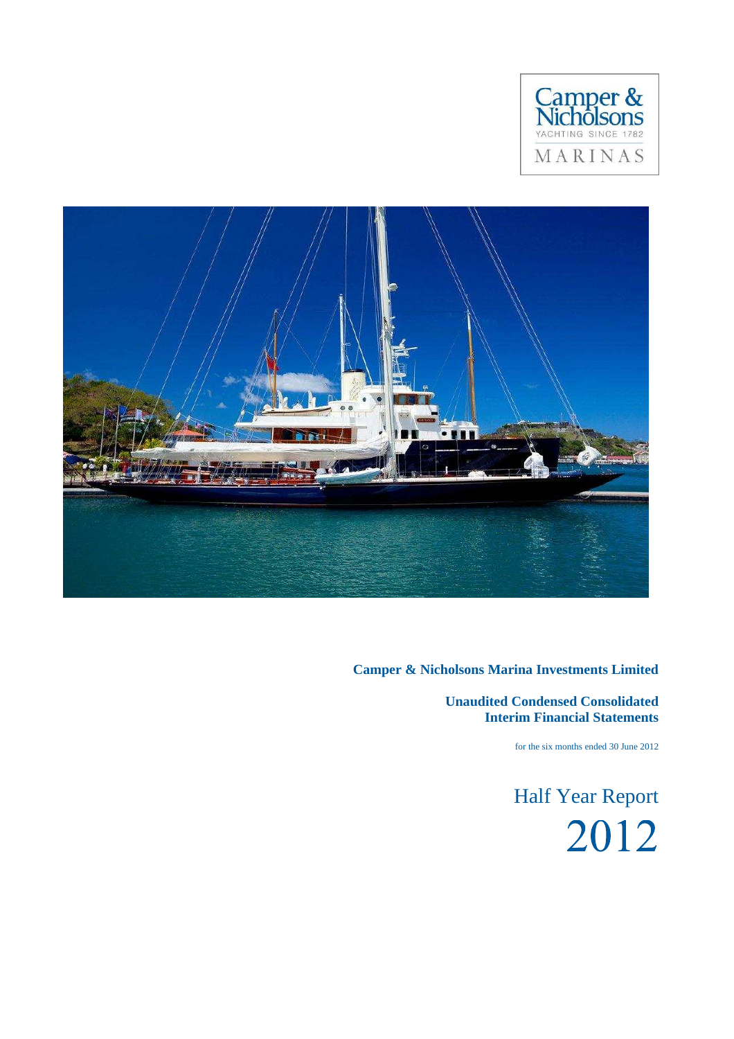Camper & Nicholsons
YACHTING SINCE 1782
MARINAS

**Camper & Nicholsons Marina Investments Limited**

**Unaudited Condensed Consolidated Interim Financial Statements**

for the six months ended 30 June 2012

# Half Year Report 2012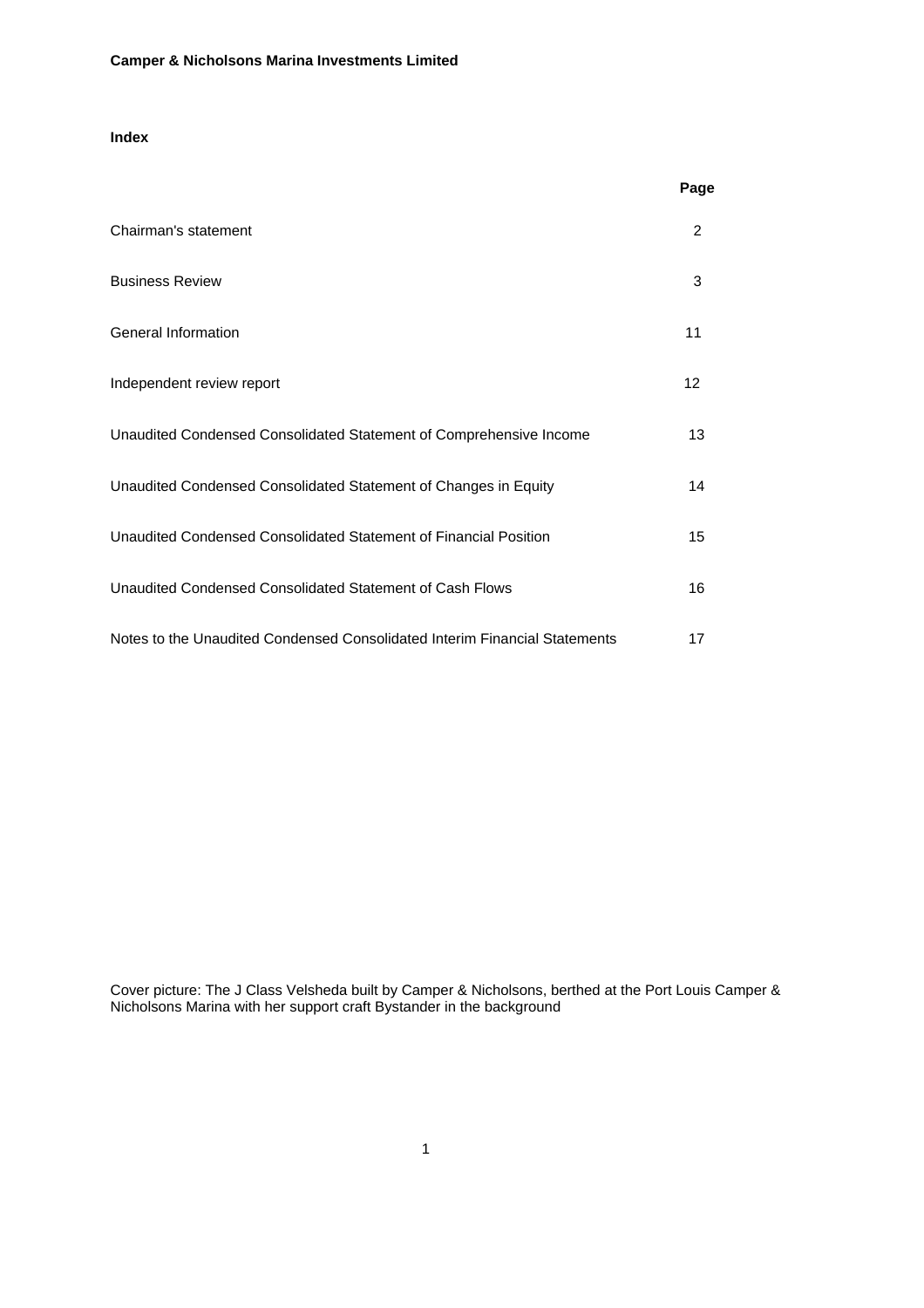**Camper & Nicholsons Marina Investments Limited**

**Index**

| | Page |
|---|---|
| Chairman's statement | 2 |
| Business Review | 3 |
| General Information | 11 |
| Independent review report | 12 |
| Unaudited Condensed Consolidated Statement of Comprehensive Income | 13 |
| Unaudited Condensed Consolidated Statement of Changes in Equity | 14 |
| Unaudited Condensed Consolidated Statement of Financial Position | 15 |
| Unaudited Condensed Consolidated Statement of Cash Flows | 16 |
| Notes to the Unaudited Condensed Consolidated Interim Financial Statements | 17 |

Cover picture: The J Class Velsheda built by Camper & Nicholsons, berthed at the Port Louis Camper & Nicholsons Marina with her support craft Bystander in the background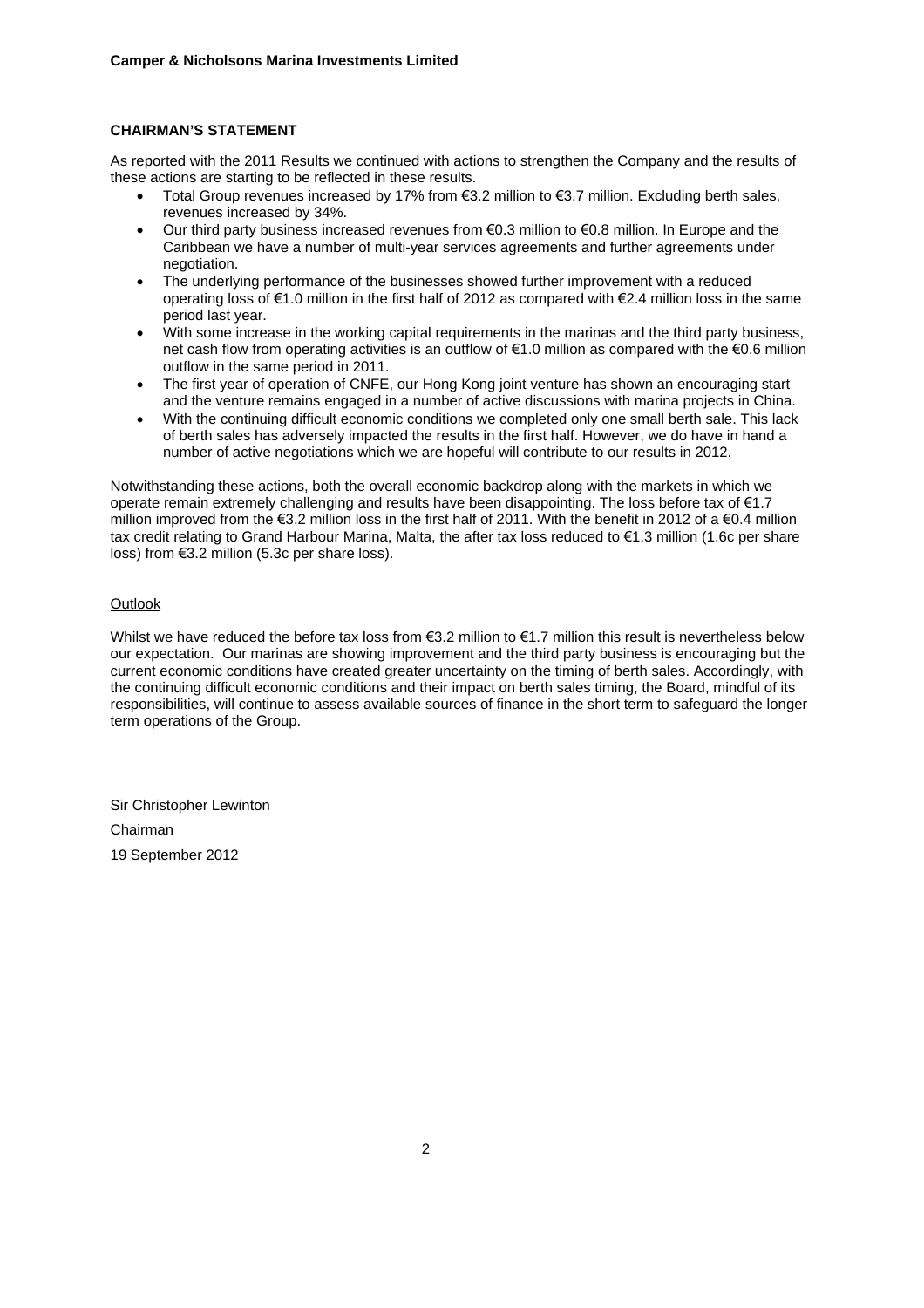## CHAIRMAN'S STATEMENT

As reported with the 2011 Results we continued with actions to strengthen the Company and the results of these actions are starting to be reflected in these results.

- Total Group revenues increased by 17% from €3.2 million to €3.7 million. Excluding berth sales, revenues increased by 34%.
- Our third party business increased revenues from €0.3 million to €0.8 million. In Europe and the Caribbean we have a number of multi-year services agreements and further agreements under negotiation.
- The underlying performance of the businesses showed further improvement with a reduced operating loss of €1.0 million in the first half of 2012 as compared with €2.4 million loss in the same period last year.
- With some increase in the working capital requirements in the marinas and the third party business, net cash flow from operating activities is an outflow of €1.0 million as compared with the €0.6 million outflow in the same period in 2011.
- The first year of operation of CNFE, our Hong Kong joint venture has shown an encouraging start and the venture remains engaged in a number of active discussions with marina projects in China.
- With the continuing difficult economic conditions we completed only one small berth sale. This lack of berth sales has adversely impacted the results in the first half. However, we do have in hand a number of active negotiations which we are hopeful will contribute to our results in 2012.

Notwithstanding these actions, both the overall economic backdrop along with the markets in which we operate remain extremely challenging and results have been disappointing. The loss before tax of €1.7 million improved from the €3.2 million loss in the first half of 2011. With the benefit in 2012 of a €0.4 million tax credit relating to Grand Harbour Marina, Malta, the after tax loss reduced to €1.3 million (1.6c per share loss) from €3.2 million (5.3c per share loss).

### Outlook

Whilst we have reduced the before tax loss from €3.2 million to €1.7 million this result is nevertheless below our expectation. Our marinas are showing improvement and the third party business is encouraging but the current economic conditions have created greater uncertainty on the timing of berth sales. Accordingly, with the continuing difficult economic conditions and their impact on berth sales timing, the Board, mindful of its responsibilities, will continue to assess available sources of finance in the short term to safeguard the longer term operations of the Group.

Sir Christopher Lewinton

Chairman

19 September 2012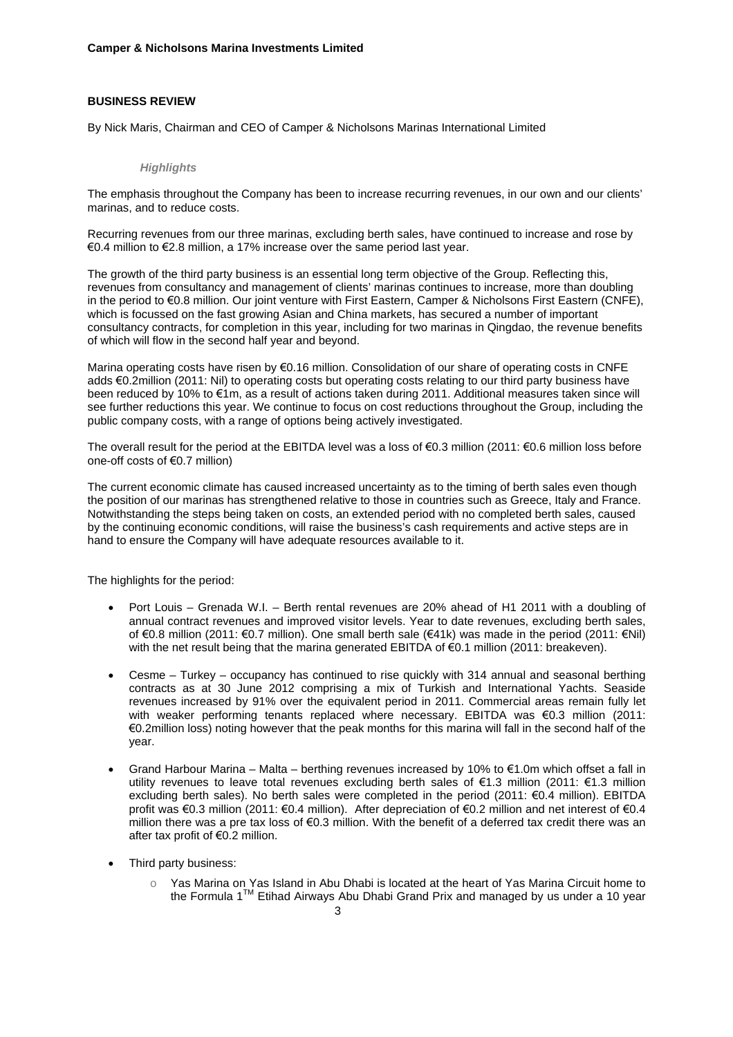**Camper & Nicholsons Marina Investments Limited**

## BUSINESS REVIEW

By Nick Maris, Chairman and CEO of Camper & Nicholsons Marinas International Limited

### *Highlights*

The emphasis throughout the Company has been to increase recurring revenues, in our own and our clients' marinas, and to reduce costs.

Recurring revenues from our three marinas, excluding berth sales, have continued to increase and rose by €0.4 million to €2.8 million, a 17% increase over the same period last year.

The growth of the third party business is an essential long term objective of the Group. Reflecting this, revenues from consultancy and management of clients' marinas continues to increase, more than doubling in the period to €0.8 million. Our joint venture with First Eastern, Camper & Nicholsons First Eastern (CNFE), which is focussed on the fast growing Asian and China markets, has secured a number of important consultancy contracts, for completion in this year, including for two marinas in Qingdao, the revenue benefits of which will flow in the second half year and beyond.

Marina operating costs have risen by €0.16 million. Consolidation of our share of operating costs in CNFE adds €0.2million (2011: Nil) to operating costs but operating costs relating to our third party business have been reduced by 10% to €1m, as a result of actions taken during 2011. Additional measures taken since will see further reductions this year. We continue to focus on cost reductions throughout the Group, including the public company costs, with a range of options being actively investigated.

The overall result for the period at the EBITDA level was a loss of €0.3 million (2011: €0.6 million loss before one-off costs of €0.7 million)

The current economic climate has caused increased uncertainty as to the timing of berth sales even though the position of our marinas has strengthened relative to those in countries such as Greece, Italy and France. Notwithstanding the steps being taken on costs, an extended period with no completed berth sales, caused by the continuing economic conditions, will raise the business's cash requirements and active steps are in hand to ensure the Company will have adequate resources available to it.

The highlights for the period:

- Port Louis – Grenada W.I. – Berth rental revenues are 20% ahead of H1 2011 with a doubling of annual contract revenues and improved visitor levels. Year to date revenues, excluding berth sales, of €0.8 million (2011: €0.7 million). One small berth sale (€41k) was made in the period (2011: €Nil) with the net result being that the marina generated EBITDA of €0.1 million (2011: breakeven).
- Cesme – Turkey – occupancy has continued to rise quickly with 314 annual and seasonal berthing contracts as at 30 June 2012 comprising a mix of Turkish and International Yachts. Seaside revenues increased by 91% over the equivalent period in 2011. Commercial areas remain fully let with weaker performing tenants replaced where necessary. EBITDA was €0.3 million (2011: €0.2million loss) noting however that the peak months for this marina will fall in the second half of the year.
- Grand Harbour Marina – Malta – berthing revenues increased by 10% to €1.0m which offset a fall in utility revenues to leave total revenues excluding berth sales of €1.3 million (2011: €1.3 million excluding berth sales). No berth sales were completed in the period (2011: €0.4 million). EBITDA profit was €0.3 million (2011: €0.4 million). After depreciation of €0.2 million and net interest of €0.4 million there was a pre tax loss of €0.3 million. With the benefit of a deferred tax credit there was an after tax profit of €0.2 million.
- Third party business:
  - Yas Marina on Yas Island in Abu Dhabi is located at the heart of Yas Marina Circuit home to the Formula 1™ Etihad Airways Abu Dhabi Grand Prix and managed by us under a 10 year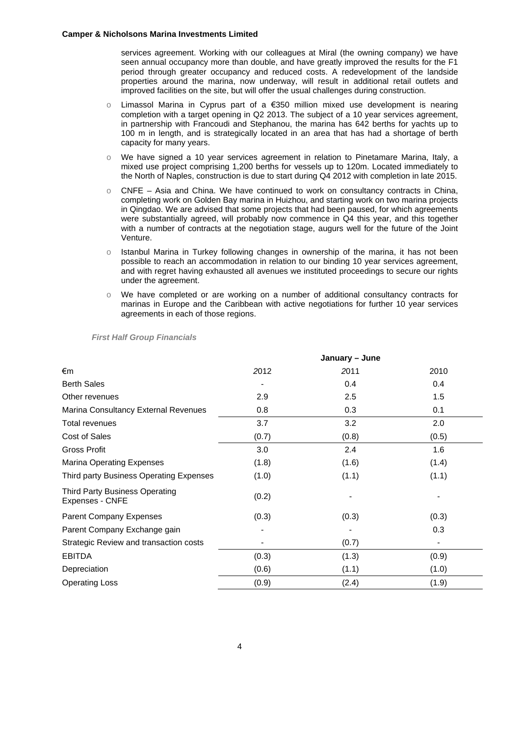services agreement. Working with our colleagues at Miral (the owning company) we have seen annual occupancy more than double, and have greatly improved the results for the F1 period through greater occupancy and reduced costs. A redevelopment of the landside properties around the marina, now underway, will result in additional retail outlets and improved facilities on the site, but will offer the usual challenges during construction.

- Limassol Marina in Cyprus part of a €350 million mixed use development is nearing completion with a target opening in Q2 2013. The subject of a 10 year services agreement, in partnership with Francoudi and Stephanou, the marina has 642 berths for yachts up to 100 m in length, and is strategically located in an area that has had a shortage of berth capacity for many years.
- We have signed a 10 year services agreement in relation to Pinetamare Marina, Italy, a mixed use project comprising 1,200 berths for vessels up to 120m. Located immediately to the North of Naples, construction is due to start during Q4 2012 with completion in late 2015.
- CNFE – Asia and China. We have continued to work on consultancy contracts in China, completing work on Golden Bay marina in Huizhou, and starting work on two marina projects in Qingdao. We are advised that some projects that had been paused, for which agreements were substantially agreed, will probably now commence in Q4 this year, and this together with a number of contracts at the negotiation stage, augurs well for the future of the Joint Venture.
- Istanbul Marina in Turkey following changes in ownership of the marina, it has not been possible to reach an accommodation in relation to our binding 10 year services agreement, and with regret having exhausted all avenues we instituted proceedings to secure our rights under the agreement.
- We have completed or are working on a number of additional consultancy contracts for marinas in Europe and the Caribbean with active negotiations for further 10 year services agreements in each of those regions.

***First Half Group Financials***

| | January – June | | |
|---|---|---|---|
| €m | 2012 | 2011 | 2010 |
| Berth Sales | - | 0.4 | 0.4 |
| Other revenues | 2.9 | 2.5 | 1.5 |
| Marina Consultancy External Revenues | 0.8 | 0.3 | 0.1 |
| Total revenues | 3.7 | 3.2 | 2.0 |
| Cost of Sales | (0.7) | (0.8) | (0.5) |
| Gross Profit | 3.0 | 2.4 | 1.6 |
| Marina Operating Expenses | (1.8) | (1.6) | (1.4) |
| Third party Business Operating Expenses | (1.0) | (1.1) | (1.1) |
| Third Party Business Operating Expenses - CNFE | (0.2) | - | - |
| Parent Company Expenses | (0.3) | (0.3) | (0.3) |
| Parent Company Exchange gain | - | - | 0.3 |
| Strategic Review and transaction costs | - | (0.7) | - |
| EBITDA | (0.3) | (1.3) | (0.9) |
| Depreciation | (0.6) | (1.1) | (1.0) |
| Operating Loss | (0.9) | (2.4) | (1.9) |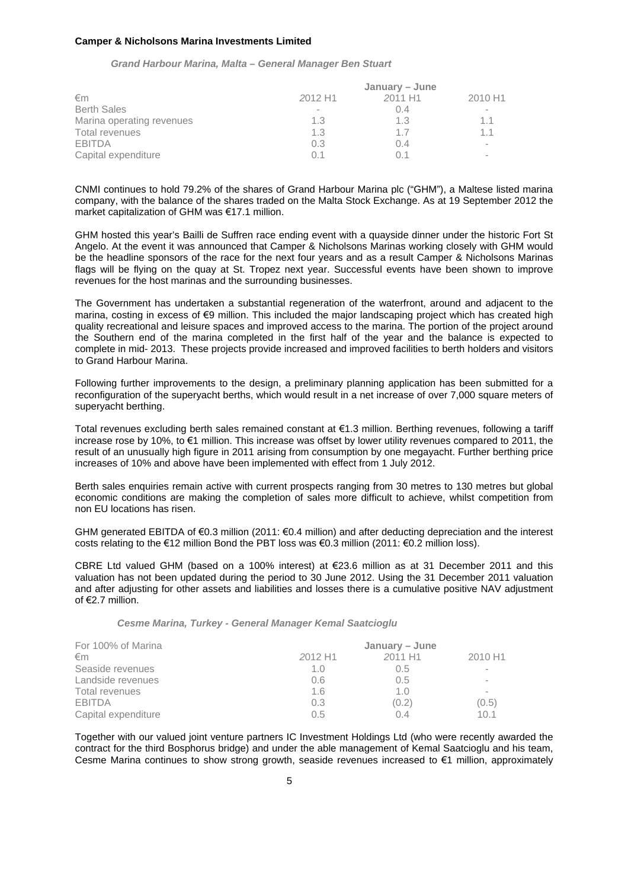***Grand Harbour Marina, Malta – General Manager Ben Stuart***

| | January – June | | |
|---|---|---|---|
| €m | *2012 H1* | *2011 H1* | 2010 H1 |
| Berth Sales | - | 0.4 | - |
| Marina operating revenues | 1.3 | 1.3 | 1.1 |
| Total revenues | 1.3 | 1.7 | 1.1 |
| EBITDA | 0.3 | 0.4 | - |
| Capital expenditure | 0.1 | 0.1 | - |

CNMI continues to hold 79.2% of the shares of Grand Harbour Marina plc ("GHM"), a Maltese listed marina company, with the balance of the shares traded on the Malta Stock Exchange. As at 19 September 2012 the market capitalization of GHM was €17.1 million.

GHM hosted this year's Bailli de Suffren race ending event with a quayside dinner under the historic Fort St Angelo. At the event it was announced that Camper & Nicholsons Marinas working closely with GHM would be the headline sponsors of the race for the next four years and as a result Camper & Nicholsons Marinas flags will be flying on the quay at St. Tropez next year. Successful events have been shown to improve revenues for the host marinas and the surrounding businesses.

The Government has undertaken a substantial regeneration of the waterfront, around and adjacent to the marina, costing in excess of €9 million. This included the major landscaping project which has created high quality recreational and leisure spaces and improved access to the marina. The portion of the project around the Southern end of the marina completed in the first half of the year and the balance is expected to complete in mid- 2013. These projects provide increased and improved facilities to berth holders and visitors to Grand Harbour Marina.

Following further improvements to the design, a preliminary planning application has been submitted for a reconfiguration of the superyacht berths, which would result in a net increase of over 7,000 square meters of superyacht berthing.

Total revenues excluding berth sales remained constant at €1.3 million. Berthing revenues, following a tariff increase rose by 10%, to €1 million. This increase was offset by lower utility revenues compared to 2011, the result of an unusually high figure in 2011 arising from consumption by one megayacht. Further berthing price increases of 10% and above have been implemented with effect from 1 July 2012.

Berth sales enquiries remain active with current prospects ranging from 30 metres to 130 metres but global economic conditions are making the completion of sales more difficult to achieve, whilst competition from non EU locations has risen.

GHM generated EBITDA of €0.3 million (2011: €0.4 million) and after deducting depreciation and the interest costs relating to the €12 million Bond the PBT loss was €0.3 million (2011: €0.2 million loss).

CBRE Ltd valued GHM (based on a 100% interest) at €23.6 million as at 31 December 2011 and this valuation has not been updated during the period to 30 June 2012. Using the 31 December 2011 valuation and after adjusting for other assets and liabilities and losses there is a cumulative positive NAV adjustment of €2.7 million.

***Cesme Marina, Turkey - General Manager Kemal Saatcioglu***

| For 100% of Marina | January – June | | |
|---|---|---|---|
| €m | *2012 H1* | *2011 H1* | 2010 H1 |
| Seaside revenues | 1.0 | 0.5 | - |
| Landside revenues | 0.6 | 0.5 | - |
| Total revenues | 1.6 | 1.0 | - |
| EBITDA | 0.3 | (0.2) | (0.5) |
| Capital expenditure | 0.5 | 0.4 | 10.1 |

Together with our valued joint venture partners IC Investment Holdings Ltd (who were recently awarded the contract for the third Bosphorus bridge) and under the able management of Kemal Saatcioglu and his team, Cesme Marina continues to show strong growth, seaside revenues increased to €1 million, approximately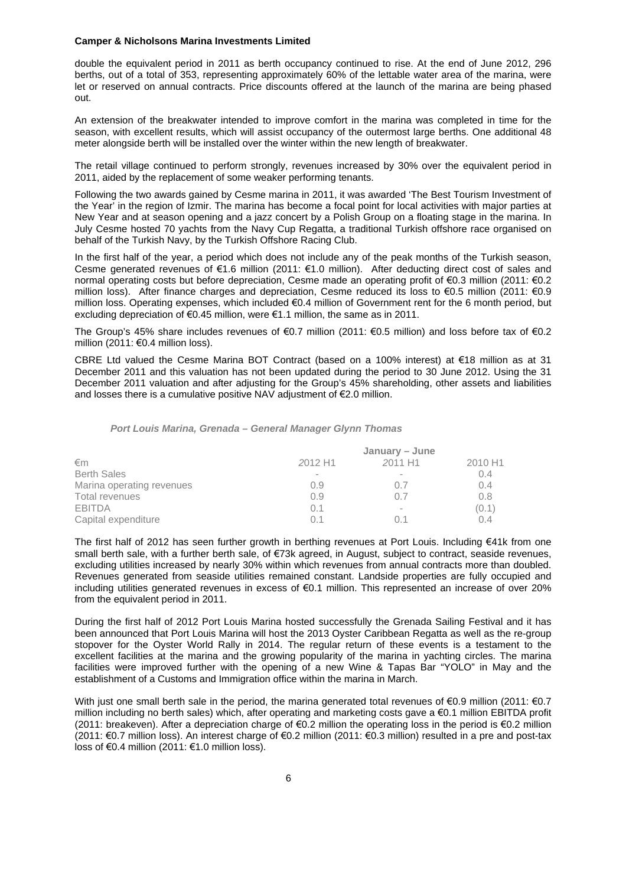double the equivalent period in 2011 as berth occupancy continued to rise. At the end of June 2012, 296 berths, out of a total of 353, representing approximately 60% of the lettable water area of the marina, were let or reserved on annual contracts. Price discounts offered at the launch of the marina are being phased out.

An extension of the breakwater intended to improve comfort in the marina was completed in time for the season, with excellent results, which will assist occupancy of the outermost large berths. One additional 48 meter alongside berth will be installed over the winter within the new length of breakwater.

The retail village continued to perform strongly, revenues increased by 30% over the equivalent period in 2011, aided by the replacement of some weaker performing tenants.

Following the two awards gained by Cesme marina in 2011, it was awarded 'The Best Tourism Investment of the Year' in the region of Izmir. The marina has become a focal point for local activities with major parties at New Year and at season opening and a jazz concert by a Polish Group on a floating stage in the marina. In July Cesme hosted 70 yachts from the Navy Cup Regatta, a traditional Turkish offshore race organised on behalf of the Turkish Navy, by the Turkish Offshore Racing Club.

In the first half of the year, a period which does not include any of the peak months of the Turkish season, Cesme generated revenues of €1.6 million (2011: €1.0 million). After deducting direct cost of sales and normal operating costs but before depreciation, Cesme made an operating profit of €0.3 million (2011: €0.2 million loss). After finance charges and depreciation, Cesme reduced its loss to €0.5 million (2011: €0.9 million loss. Operating expenses, which included €0.4 million of Government rent for the 6 month period, but excluding depreciation of €0.45 million, were €1.1 million, the same as in 2011.

The Group's 45% share includes revenues of €0.7 million (2011: €0.5 million) and loss before tax of €0.2 million (2011: €0.4 million loss).

CBRE Ltd valued the Cesme Marina BOT Contract (based on a 100% interest) at €18 million as at 31 December 2011 and this valuation has not been updated during the period to 30 June 2012. Using the 31 December 2011 valuation and after adjusting for the Group's 45% shareholding, other assets and liabilities and losses there is a cumulative positive NAV adjustment of €2.0 million.

***Port Louis Marina, Grenada – General Manager Glynn Thomas***

| | January – June | | |
|---|---|---|---|
| €m | *2012 H1* | *2011 H1* | 2010 H1 |
| Berth Sales | - | - | 0.4 |
| Marina operating revenues | 0.9 | 0.7 | 0.4 |
| Total revenues | 0.9 | 0.7 | 0.8 |
| EBITDA | 0.1 | - | (0.1) |
| Capital expenditure | 0.1 | 0.1 | 0.4 |

The first half of 2012 has seen further growth in berthing revenues at Port Louis. Including €41k from one small berth sale, with a further berth sale, of €73k agreed, in August, subject to contract, seaside revenues, excluding utilities increased by nearly 30% within which revenues from annual contracts more than doubled. Revenues generated from seaside utilities remained constant. Landside properties are fully occupied and including utilities generated revenues in excess of €0.1 million. This represented an increase of over 20% from the equivalent period in 2011.

During the first half of 2012 Port Louis Marina hosted successfully the Grenada Sailing Festival and it has been announced that Port Louis Marina will host the 2013 Oyster Caribbean Regatta as well as the re-group stopover for the Oyster World Rally in 2014. The regular return of these events is a testament to the excellent facilities at the marina and the growing popularity of the marina in yachting circles. The marina facilities were improved further with the opening of a new Wine & Tapas Bar "YOLO" in May and the establishment of a Customs and Immigration office within the marina in March.

With just one small berth sale in the period, the marina generated total revenues of €0.9 million (2011: €0.7 million including no berth sales) which, after operating and marketing costs gave a €0.1 million EBITDA profit (2011: breakeven). After a depreciation charge of €0.2 million the operating loss in the period is €0.2 million (2011: €0.7 million loss). An interest charge of €0.2 million (2011: €0.3 million) resulted in a pre and post-tax loss of €0.4 million (2011: €1.0 million loss).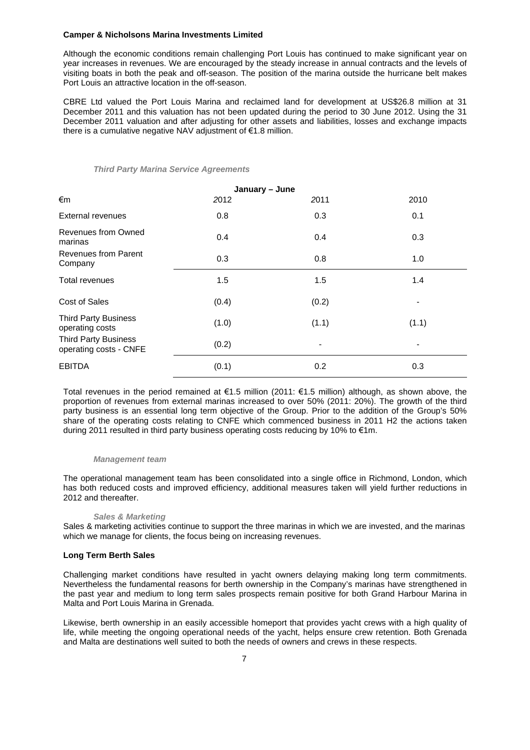**Camper & Nicholsons Marina Investments Limited**

Although the economic conditions remain challenging Port Louis has continued to make significant year on year increases in revenues. We are encouraged by the steady increase in annual contracts and the levels of visiting boats in both the peak and off-season. The position of the marina outside the hurricane belt makes Port Louis an attractive location in the off-season.

CBRE Ltd valued the Port Louis Marina and reclaimed land for development at US$26.8 million at 31 December 2011 and this valuation has not been updated during the period to 30 June 2012. Using the 31 December 2011 valuation and after adjusting for other assets and liabilities, losses and exchange impacts there is a cumulative negative NAV adjustment of €1.8 million.

***Third Party Marina Service Agreements***

| | January – June | | |
|---|---|---|---|
| €m | 2012 | 2011 | 2010 |
| External revenues | 0.8 | 0.3 | 0.1 |
| Revenues from Owned marinas | 0.4 | 0.4 | 0.3 |
| Revenues from Parent Company | 0.3 | 0.8 | 1.0 |
| Total revenues | 1.5 | 1.5 | 1.4 |
| Cost of Sales | (0.4) | (0.2) | - |
| Third Party Business operating costs | (1.0) | (1.1) | (1.1) |
| Third Party Business operating costs - CNFE | (0.2) | - | - |
| EBITDA | (0.1) | 0.2 | 0.3 |

Total revenues in the period remained at €1.5 million (2011: €1.5 million) although, as shown above, the proportion of revenues from external marinas increased to over 50% (2011: 20%). The growth of the third party business is an essential long term objective of the Group. Prior to the addition of the Group's 50% share of the operating costs relating to CNFE which commenced business in 2011 H2 the actions taken during 2011 resulted in third party business operating costs reducing by 10% to €1m.

***Management team***

The operational management team has been consolidated into a single office in Richmond, London, which has both reduced costs and improved efficiency, additional measures taken will yield further reductions in 2012 and thereafter.

***Sales & Marketing***

Sales & marketing activities continue to support the three marinas in which we are invested, and the marinas which we manage for clients, the focus being on increasing revenues.

**Long Term Berth Sales**

Challenging market conditions have resulted in yacht owners delaying making long term commitments. Nevertheless the fundamental reasons for berth ownership in the Company's marinas have strengthened in the past year and medium to long term sales prospects remain positive for both Grand Harbour Marina in Malta and Port Louis Marina in Grenada.

Likewise, berth ownership in an easily accessible homeport that provides yacht crews with a high quality of life, while meeting the ongoing operational needs of the yacht, helps ensure crew retention. Both Grenada and Malta are destinations well suited to both the needs of owners and crews in these respects.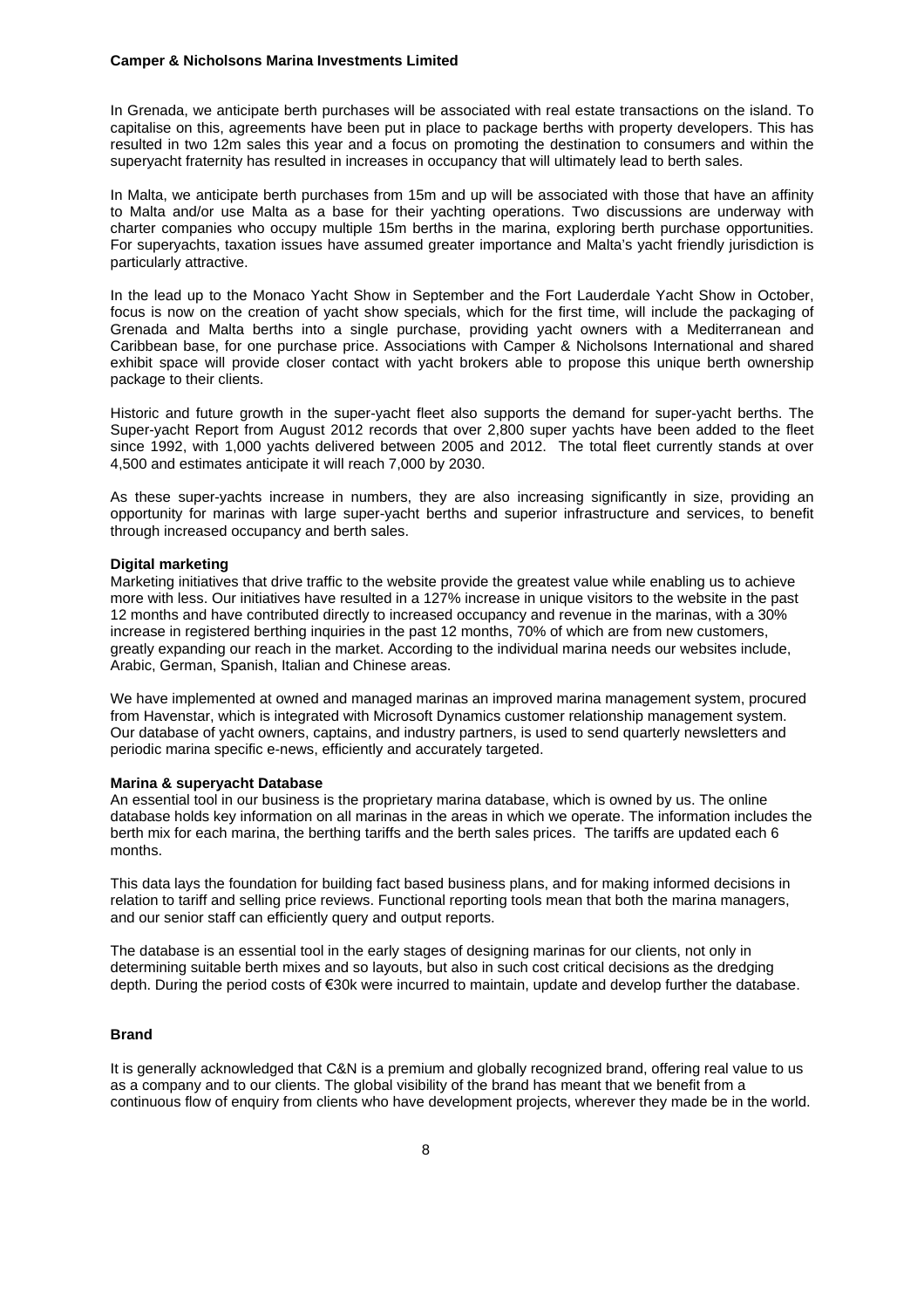In Grenada, we anticipate berth purchases will be associated with real estate transactions on the island. To capitalise on this, agreements have been put in place to package berths with property developers. This has resulted in two 12m sales this year and a focus on promoting the destination to consumers and within the superyacht fraternity has resulted in increases in occupancy that will ultimately lead to berth sales.

In Malta, we anticipate berth purchases from 15m and up will be associated with those that have an affinity to Malta and/or use Malta as a base for their yachting operations. Two discussions are underway with charter companies who occupy multiple 15m berths in the marina, exploring berth purchase opportunities. For superyachts, taxation issues have assumed greater importance and Malta's yacht friendly jurisdiction is particularly attractive.

In the lead up to the Monaco Yacht Show in September and the Fort Lauderdale Yacht Show in October, focus is now on the creation of yacht show specials, which for the first time, will include the packaging of Grenada and Malta berths into a single purchase, providing yacht owners with a Mediterranean and Caribbean base, for one purchase price. Associations with Camper & Nicholsons International and shared exhibit space will provide closer contact with yacht brokers able to propose this unique berth ownership package to their clients.

Historic and future growth in the super-yacht fleet also supports the demand for super-yacht berths. The Super-yacht Report from August 2012 records that over 2,800 super yachts have been added to the fleet since 1992, with 1,000 yachts delivered between 2005 and 2012. The total fleet currently stands at over 4,500 and estimates anticipate it will reach 7,000 by 2030.

As these super-yachts increase in numbers, they are also increasing significantly in size, providing an opportunity for marinas with large super-yacht berths and superior infrastructure and services, to benefit through increased occupancy and berth sales.

**Digital marketing**

Marketing initiatives that drive traffic to the website provide the greatest value while enabling us to achieve more with less. Our initiatives have resulted in a 127% increase in unique visitors to the website in the past 12 months and have contributed directly to increased occupancy and revenue in the marinas, with a 30% increase in registered berthing inquiries in the past 12 months, 70% of which are from new customers, greatly expanding our reach in the market. According to the individual marina needs our websites include, Arabic, German, Spanish, Italian and Chinese areas.

We have implemented at owned and managed marinas an improved marina management system, procured from Havenstar, which is integrated with Microsoft Dynamics customer relationship management system. Our database of yacht owners, captains, and industry partners, is used to send quarterly newsletters and periodic marina specific e-news, efficiently and accurately targeted.

**Marina & superyacht Database**

An essential tool in our business is the proprietary marina database, which is owned by us. The online database holds key information on all marinas in the areas in which we operate. The information includes the berth mix for each marina, the berthing tariffs and the berth sales prices. The tariffs are updated each 6 months.

This data lays the foundation for building fact based business plans, and for making informed decisions in relation to tariff and selling price reviews. Functional reporting tools mean that both the marina managers, and our senior staff can efficiently query and output reports.

The database is an essential tool in the early stages of designing marinas for our clients, not only in determining suitable berth mixes and so layouts, but also in such cost critical decisions as the dredging depth. During the period costs of €30k were incurred to maintain, update and develop further the database.

**Brand**

It is generally acknowledged that C&N is a premium and globally recognized brand, offering real value to us as a company and to our clients. The global visibility of the brand has meant that we benefit from a continuous flow of enquiry from clients who have development projects, wherever they made be in the world.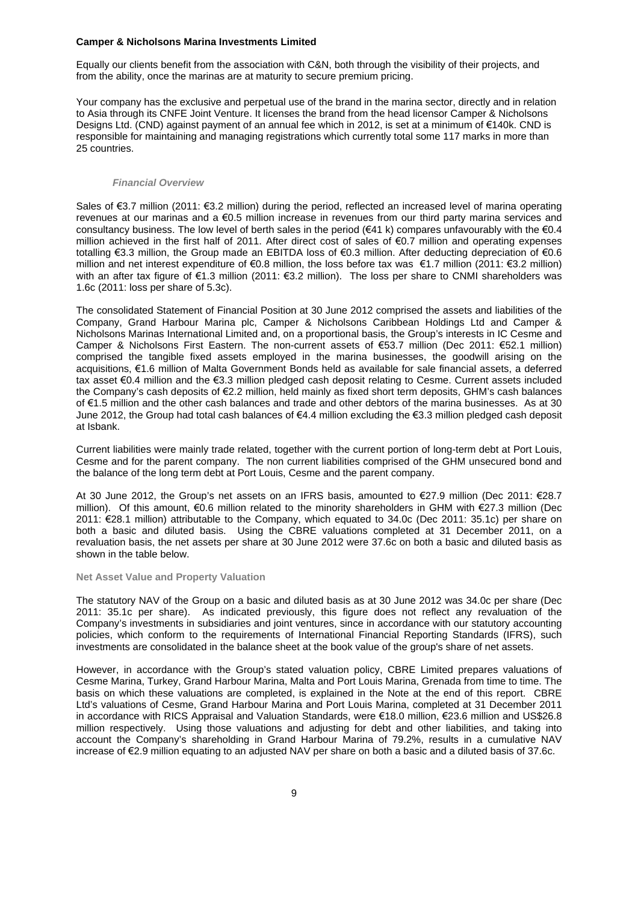Equally our clients benefit from the association with C&N, both through the visibility of their projects, and from the ability, once the marinas are at maturity to secure premium pricing.

Your company has the exclusive and perpetual use of the brand in the marina sector, directly and in relation to Asia through its CNFE Joint Venture. It licenses the brand from the head licensor Camper & Nicholsons Designs Ltd. (CND) against payment of an annual fee which in 2012, is set at a minimum of €140k. CND is responsible for maintaining and managing registrations which currently total some 117 marks in more than 25 countries.

### *Financial Overview*

Sales of €3.7 million (2011: €3.2 million) during the period, reflected an increased level of marina operating revenues at our marinas and a €0.5 million increase in revenues from our third party marina services and consultancy business. The low level of berth sales in the period (€41 k) compares unfavourably with the €0.4 million achieved in the first half of 2011. After direct cost of sales of €0.7 million and operating expenses totalling €3.3 million, the Group made an EBITDA loss of €0.3 million. After deducting depreciation of €0.6 million and net interest expenditure of €0.8 million, the loss before tax was €1.7 million (2011: €3.2 million) with an after tax figure of €1.3 million (2011: €3.2 million). The loss per share to CNMI shareholders was 1.6c (2011: loss per share of 5.3c).

The consolidated Statement of Financial Position at 30 June 2012 comprised the assets and liabilities of the Company, Grand Harbour Marina plc, Camper & Nicholsons Caribbean Holdings Ltd and Camper & Nicholsons Marinas International Limited and, on a proportional basis, the Group's interests in IC Cesme and Camper & Nicholsons First Eastern. The non-current assets of €53.7 million (Dec 2011: €52.1 million) comprised the tangible fixed assets employed in the marina businesses, the goodwill arising on the acquisitions, €1.6 million of Malta Government Bonds held as available for sale financial assets, a deferred tax asset €0.4 million and the €3.3 million pledged cash deposit relating to Cesme. Current assets included the Company's cash deposits of €2.2 million, held mainly as fixed short term deposits, GHM's cash balances of €1.5 million and the other cash balances and trade and other debtors of the marina businesses. As at 30 June 2012, the Group had total cash balances of €4.4 million excluding the €3.3 million pledged cash deposit at Isbank.

Current liabilities were mainly trade related, together with the current portion of long-term debt at Port Louis, Cesme and for the parent company. The non current liabilities comprised of the GHM unsecured bond and the balance of the long term debt at Port Louis, Cesme and the parent company.

At 30 June 2012, the Group's net assets on an IFRS basis, amounted to €27.9 million (Dec 2011: €28.7 million). Of this amount, €0.6 million related to the minority shareholders in GHM with €27.3 million (Dec 2011: €28.1 million) attributable to the Company, which equated to 34.0c (Dec 2011: 35.1c) per share on both a basic and diluted basis. Using the CBRE valuations completed at 31 December 2011, on a revaluation basis, the net assets per share at 30 June 2012 were 37.6c on both a basic and diluted basis as shown in the table below.

### Net Asset Value and Property Valuation

The statutory NAV of the Group on a basic and diluted basis as at 30 June 2012 was 34.0c per share (Dec 2011: 35.1c per share). As indicated previously, this figure does not reflect any revaluation of the Company's investments in subsidiaries and joint ventures, since in accordance with our statutory accounting policies, which conform to the requirements of International Financial Reporting Standards (IFRS), such investments are consolidated in the balance sheet at the book value of the group's share of net assets.

However, in accordance with the Group's stated valuation policy, CBRE Limited prepares valuations of Cesme Marina, Turkey, Grand Harbour Marina, Malta and Port Louis Marina, Grenada from time to time. The basis on which these valuations are completed, is explained in the Note at the end of this report. CBRE Ltd's valuations of Cesme, Grand Harbour Marina and Port Louis Marina, completed at 31 December 2011 in accordance with RICS Appraisal and Valuation Standards, were €18.0 million, €23.6 million and US$26.8 million respectively. Using those valuations and adjusting for debt and other liabilities, and taking into account the Company's shareholding in Grand Harbour Marina of 79.2%, results in a cumulative NAV increase of €2.9 million equating to an adjusted NAV per share on both a basic and a diluted basis of 37.6c.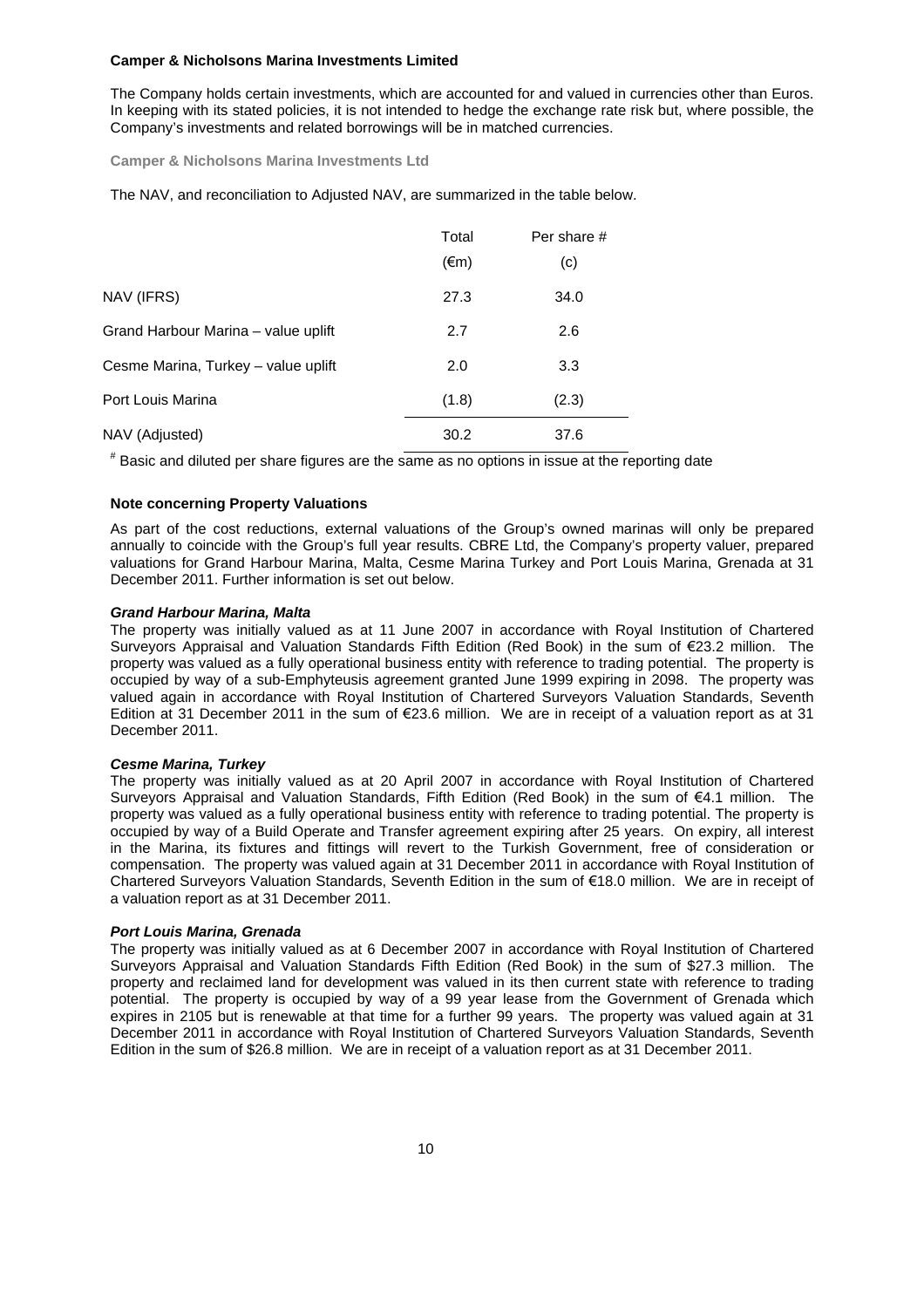**Camper & Nicholsons Marina Investments Limited**

The Company holds certain investments, which are accounted for and valued in currencies other than Euros. In keeping with its stated policies, it is not intended to hedge the exchange rate risk but, where possible, the Company's investments and related borrowings will be in matched currencies.

**Camper & Nicholsons Marina Investments Ltd**

The NAV, and reconciliation to Adjusted NAV, are summarized in the table below.

| | Total (€m) | Per share # (c) |
|---|---|---|
| NAV (IFRS) | 27.3 | 34.0 |
| Grand Harbour Marina – value uplift | 2.7 | 2.6 |
| Cesme Marina, Turkey – value uplift | 2.0 | 3.3 |
| Port Louis Marina | (1.8) | (2.3) |
| NAV (Adjusted) | 30.2 | 37.6 |

[#] Basic and diluted per share figures are the same as no options in issue at the reporting date

**Note concerning Property Valuations**

As part of the cost reductions, external valuations of the Group's owned marinas will only be prepared annually to coincide with the Group's full year results. CBRE Ltd, the Company's property valuer, prepared valuations for Grand Harbour Marina, Malta, Cesme Marina Turkey and Port Louis Marina, Grenada at 31 December 2011. Further information is set out below.

***Grand Harbour Marina, Malta***

The property was initially valued as at 11 June 2007 in accordance with Royal Institution of Chartered Surveyors Appraisal and Valuation Standards Fifth Edition (Red Book) in the sum of €23.2 million. The property was valued as a fully operational business entity with reference to trading potential. The property is occupied by way of a sub-Emphyteusis agreement granted June 1999 expiring in 2098. The property was valued again in accordance with Royal Institution of Chartered Surveyors Valuation Standards, Seventh Edition at 31 December 2011 in the sum of €23.6 million. We are in receipt of a valuation report as at 31 December 2011.

***Cesme Marina, Turkey***

The property was initially valued as at 20 April 2007 in accordance with Royal Institution of Chartered Surveyors Appraisal and Valuation Standards, Fifth Edition (Red Book) in the sum of €4.1 million. The property was valued as a fully operational business entity with reference to trading potential. The property is occupied by way of a Build Operate and Transfer agreement expiring after 25 years. On expiry, all interest in the Marina, its fixtures and fittings will revert to the Turkish Government, free of consideration or compensation. The property was valued again at 31 December 2011 in accordance with Royal Institution of Chartered Surveyors Valuation Standards, Seventh Edition in the sum of €18.0 million. We are in receipt of a valuation report as at 31 December 2011.

***Port Louis Marina, Grenada***

The property was initially valued as at 6 December 2007 in accordance with Royal Institution of Chartered Surveyors Appraisal and Valuation Standards Fifth Edition (Red Book) in the sum of $27.3 million. The property and reclaimed land for development was valued in its then current state with reference to trading potential. The property is occupied by way of a 99 year lease from the Government of Grenada which expires in 2105 but is renewable at that time for a further 99 years. The property was valued again at 31 December 2011 in accordance with Royal Institution of Chartered Surveyors Valuation Standards, Seventh Edition in the sum of $26.8 million. We are in receipt of a valuation report as at 31 December 2011.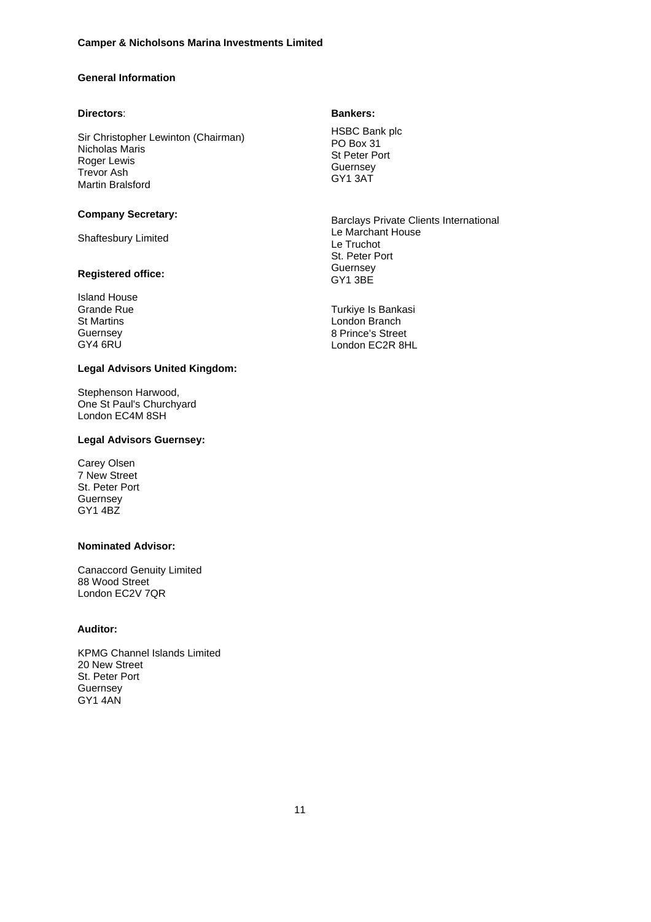**Camper & Nicholsons Marina Investments Limited**

## General Information

**Directors**:

Sir Christopher Lewinton (Chairman)
Nicholas Maris
Roger Lewis
Trevor Ash
Martin Bralsford

**Company Secretary:**

Shaftesbury Limited

**Registered office:**

Island House
Grande Rue
St Martins
Guernsey
GY4 6RU

**Legal Advisors United Kingdom:**

Stephenson Harwood,
One St Paul's Churchyard
London EC4M 8SH

**Legal Advisors Guernsey:**

Carey Olsen
7 New Street
St. Peter Port
Guernsey
GY1 4BZ

**Nominated Advisor:**

Canaccord Genuity Limited
88 Wood Street
London EC2V 7QR

**Auditor:**

KPMG Channel Islands Limited
20 New Street
St. Peter Port
Guernsey
GY1 4AN

**Bankers:**

HSBC Bank plc
PO Box 31
St Peter Port
Guernsey
GY1 3AT

Barclays Private Clients International
Le Marchant House
Le Truchot
St. Peter Port
Guernsey
GY1 3BE

Turkiye Is Bankasi
London Branch
8 Prince's Street
London EC2R 8HL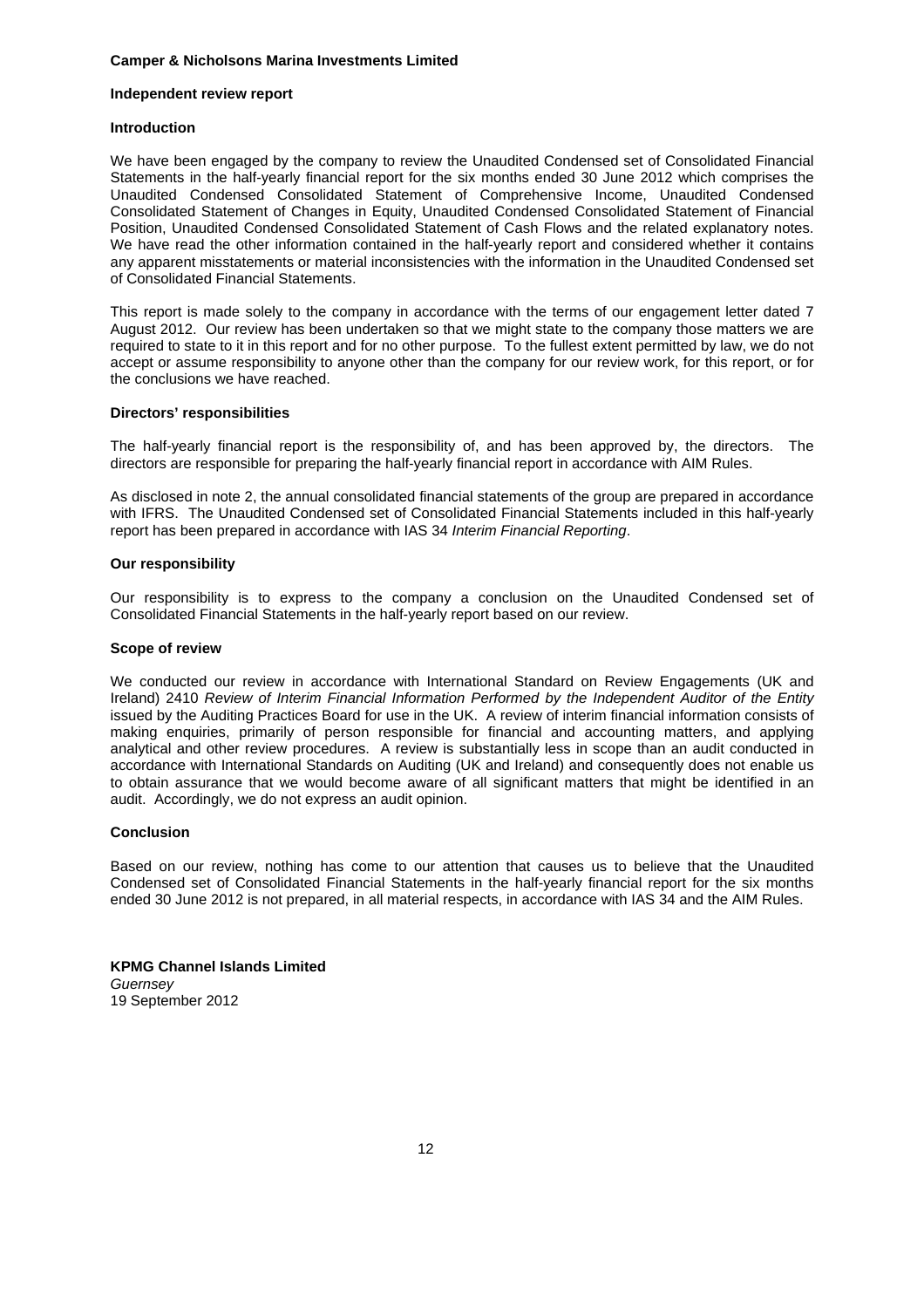**Camper & Nicholsons Marina Investments Limited**

## Independent review report

### Introduction

We have been engaged by the company to review the Unaudited Condensed set of Consolidated Financial Statements in the half-yearly financial report for the six months ended 30 June 2012 which comprises the Unaudited Condensed Consolidated Statement of Comprehensive Income, Unaudited Condensed Consolidated Statement of Changes in Equity, Unaudited Condensed Consolidated Statement of Financial Position, Unaudited Condensed Consolidated Statement of Cash Flows and the related explanatory notes. We have read the other information contained in the half-yearly report and considered whether it contains any apparent misstatements or material inconsistencies with the information in the Unaudited Condensed set of Consolidated Financial Statements.

This report is made solely to the company in accordance with the terms of our engagement letter dated 7 August 2012. Our review has been undertaken so that we might state to the company those matters we are required to state to it in this report and for no other purpose. To the fullest extent permitted by law, we do not accept or assume responsibility to anyone other than the company for our review work, for this report, or for the conclusions we have reached.

### Directors' responsibilities

The half-yearly financial report is the responsibility of, and has been approved by, the directors. The directors are responsible for preparing the half-yearly financial report in accordance with AIM Rules.

As disclosed in note 2, the annual consolidated financial statements of the group are prepared in accordance with IFRS. The Unaudited Condensed set of Consolidated Financial Statements included in this half-yearly report has been prepared in accordance with IAS 34 *Interim Financial Reporting*.

### Our responsibility

Our responsibility is to express to the company a conclusion on the Unaudited Condensed set of Consolidated Financial Statements in the half-yearly report based on our review.

### Scope of review

We conducted our review in accordance with International Standard on Review Engagements (UK and Ireland) 2410 *Review of Interim Financial Information Performed by the Independent Auditor of the Entity* issued by the Auditing Practices Board for use in the UK. A review of interim financial information consists of making enquiries, primarily of person responsible for financial and accounting matters, and applying analytical and other review procedures. A review is substantially less in scope than an audit conducted in accordance with International Standards on Auditing (UK and Ireland) and consequently does not enable us to obtain assurance that we would become aware of all significant matters that might be identified in an audit. Accordingly, we do not express an audit opinion.

### Conclusion

Based on our review, nothing has come to our attention that causes us to believe that the Unaudited Condensed set of Consolidated Financial Statements in the half-yearly financial report for the six months ended 30 June 2012 is not prepared, in all material respects, in accordance with IAS 34 and the AIM Rules.

**KPMG Channel Islands Limited**
*Guernsey*
19 September 2012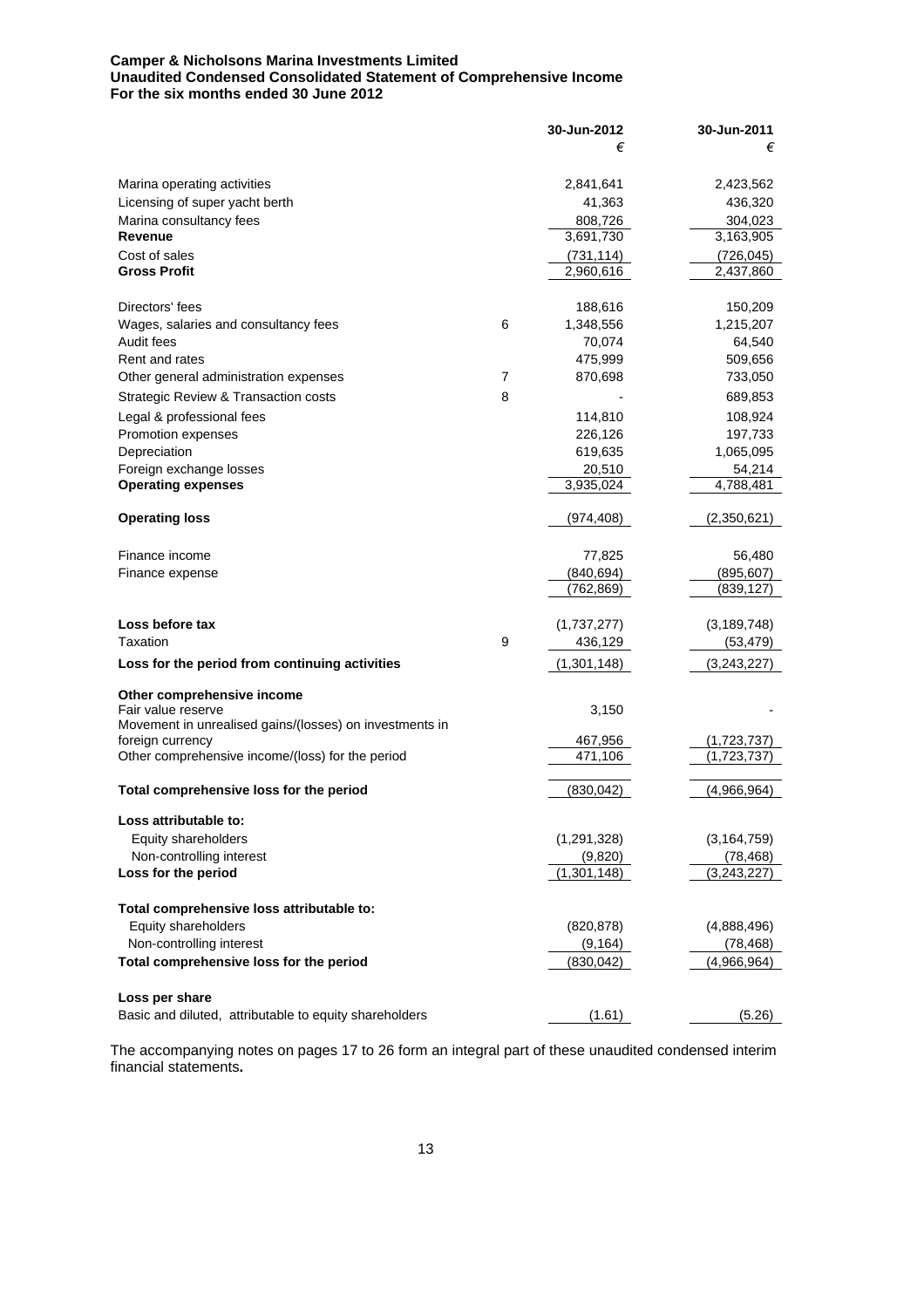**Camper & Nicholsons Marina Investments Limited**
**Unaudited Condensed Consolidated Statement of Comprehensive Income**
**For the six months ended 30 June 2012**

| | | 30-Jun-2012 | 30-Jun-2011 |
|---|---|---|---|
| | | € | € |
| Marina operating activities | | 2,841,641 | 2,423,562 |
| Licensing of super yacht berth | | 41,363 | 436,320 |
| Marina consultancy fees | | 808,726 | 304,023 |
| **Revenue** | | 3,691,730 | 3,163,905 |
| Cost of sales | | (731,114) | (726,045) |
| **Gross Profit** | | 2,960,616 | 2,437,860 |
| | | | |
| Directors' fees | | 188,616 | 150,209 |
| Wages, salaries and consultancy fees | 6 | 1,348,556 | 1,215,207 |
| Audit fees | | 70,074 | 64,540 |
| Rent and rates | | 475,999 | 509,656 |
| Other general administration expenses | 7 | 870,698 | 733,050 |
| Strategic Review & Transaction costs | 8 | - | 689,853 |
| Legal & professional fees | | 114,810 | 108,924 |
| Promotion expenses | | 226,126 | 197,733 |
| Depreciation | | 619,635 | 1,065,095 |
| Foreign exchange losses | | 20,510 | 54,214 |
| **Operating expenses** | | 3,935,024 | 4,788,481 |
| | | | |
| **Operating loss** | | (974,408) | (2,350,621) |
| | | | |
| Finance income | | 77,825 | 56,480 |
| Finance expense | | (840,694) | (895,607) |
| | | (762,869) | (839,127) |
| | | | |
| **Loss before tax** | | (1,737,277) | (3,189,748) |
| Taxation | 9 | 436,129 | (53,479) |
| **Loss for the period from continuing activities** | | (1,301,148) | (3,243,227) |
| | | | |
| **Other comprehensive income** | | | |
| Fair value reserve | | 3,150 | - |
| Movement in unrealised gains/(losses) on investments in foreign currency | | 467,956 | (1,723,737) |
| Other comprehensive income/(loss) for the period | | 471,106 | (1,723,737) |
| | | | |
| **Total comprehensive loss for the period** | | (830,042) | (4,966,964) |
| | | | |
| **Loss attributable to:** | | | |
| Equity shareholders | | (1,291,328) | (3,164,759) |
| Non-controlling interest | | (9,820) | (78,468) |
| **Loss for the period** | | (1,301,148) | (3,243,227) |
| | | | |
| **Total comprehensive loss attributable to:** | | | |
| Equity shareholders | | (820,878) | (4,888,496) |
| Non-controlling interest | | (9,164) | (78,468) |
| **Total comprehensive loss for the period** | | (830,042) | (4,966,964) |
| | | | |
| **Loss per share** | | | |
| Basic and diluted, attributable to equity shareholders | | (1.61) | (5.26) |

The accompanying notes on pages 17 to 26 form an integral part of these unaudited condensed interim financial statements**.**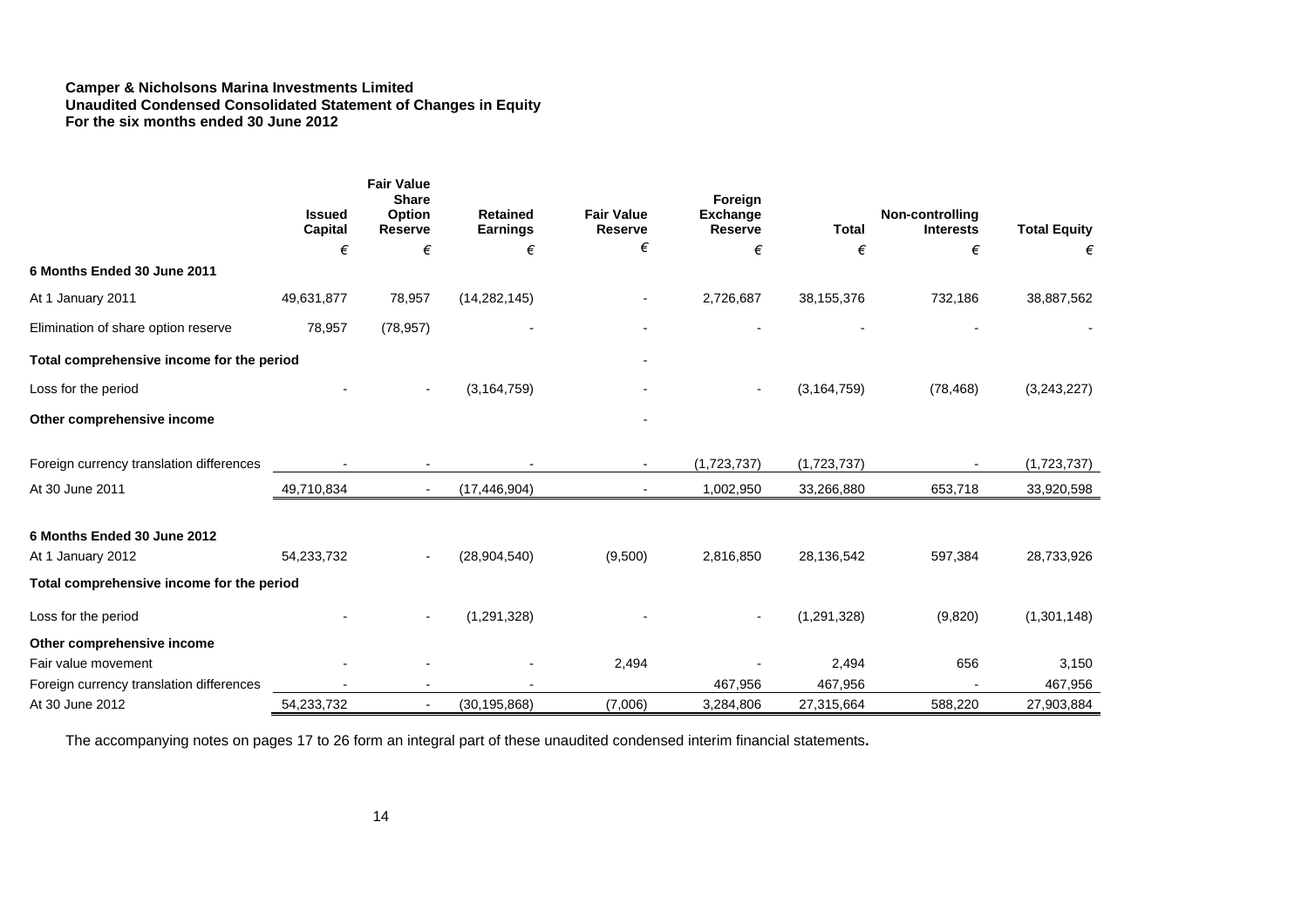**Camper & Nicholsons Marina Investments Limited**
**Unaudited Condensed Consolidated Statement of Changes in Equity**
**For the six months ended 30 June 2012**

| | Issued Capital | Fair Value Share Option Reserve | Retained Earnings | Fair Value Reserve | Foreign Exchange Reserve | Total | Non-controlling Interests | Total Equity |
|---|---|---|---|---|---|---|---|---|
| | € | € | € | € | € | € | € | € |
| **6 Months Ended 30 June 2011** | | | | | | | | |
| At 1 January 2011 | 49,631,877 | 78,957 | (14,282,145) | - | 2,726,687 | 38,155,376 | 732,186 | 38,887,562 |
| Elimination of share option reserve | 78,957 | (78,957) | - | - | - | - | - | - |
| **Total comprehensive income for the period** | | | | - | | | | |
| Loss for the period | - | - | (3,164,759) | - | - | (3,164,759) | (78,468) | (3,243,227) |
| **Other comprehensive income** | | | | - | | | | |
| Foreign currency translation differences | - | - | - | - | (1,723,737) | (1,723,737) | - | (1,723,737) |
| At 30 June 2011 | 49,710,834 | - | (17,446,904) | - | 1,002,950 | 33,266,880 | 653,718 | 33,920,598 |
| **6 Months Ended 30 June 2012** | | | | | | | | |
| At 1 January 2012 | 54,233,732 | - | (28,904,540) | (9,500) | 2,816,850 | 28,136,542 | 597,384 | 28,733,926 |
| **Total comprehensive income for the period** | | | | | | | | |
| Loss for the period | - | - | (1,291,328) | - | - | (1,291,328) | (9,820) | (1,301,148) |
| **Other comprehensive income** | | | | | | | | |
| Fair value movement | - | - | - | 2,494 | - | 2,494 | 656 | 3,150 |
| Foreign currency translation differences | - | - | - | | 467,956 | 467,956 | - | 467,956 |
| At 30 June 2012 | 54,233,732 | - | (30,195,868) | (7,006) | 3,284,806 | 27,315,664 | 588,220 | 27,903,884 |

The accompanying notes on pages 17 to 26 form an integral part of these unaudited condensed interim financial statements**.**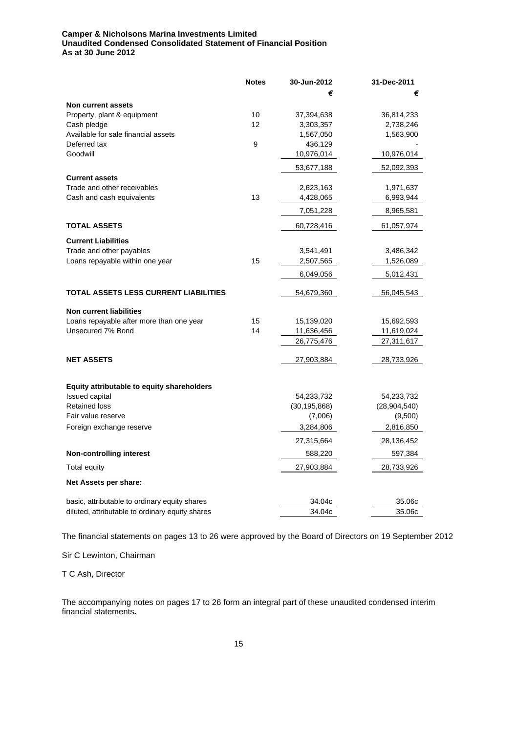**Camper & Nicholsons Marina Investments Limited**
**Unaudited Condensed Consolidated Statement of Financial Position**
**As at 30 June 2012**

| | Notes | 30-Jun-2012 | 31-Dec-2011 |
|---|---|---|---|
| | | € | € |
| **Non current assets** | | | |
| Property, plant & equipment | 10 | 37,394,638 | 36,814,233 |
| Cash pledge | 12 | 3,303,357 | 2,738,246 |
| Available for sale financial assets | | 1,567,050 | 1,563,900 |
| Deferred tax | 9 | 436,129 | - |
| Goodwill | | 10,976,014 | 10,976,014 |
| | | 53,677,188 | 52,092,393 |
| **Current assets** | | | |
| Trade and other receivables | | 2,623,163 | 1,971,637 |
| Cash and cash equivalents | 13 | 4,428,065 | 6,993,944 |
| | | 7,051,228 | 8,965,581 |
| **TOTAL ASSETS** | | 60,728,416 | 61,057,974 |
| **Current Liabilities** | | | |
| Trade and other payables | | 3,541,491 | 3,486,342 |
| Loans repayable within one year | 15 | 2,507,565 | 1,526,089 |
| | | 6,049,056 | 5,012,431 |
| **TOTAL ASSETS LESS CURRENT LIABILITIES** | | 54,679,360 | 56,045,543 |
| **Non current liabilities** | | | |
| Loans repayable after more than one year | 15 | 15,139,020 | 15,692,593 |
| Unsecured 7% Bond | 14 | 11,636,456 | 11,619,024 |
| | | 26,775,476 | 27,311,617 |
| **NET ASSETS** | | 27,903,884 | 28,733,926 |
| **Equity attributable to equity shareholders** | | | |
| Issued capital | | 54,233,732 | 54,233,732 |
| Retained loss | | (30,195,868) | (28,904,540) |
| Fair value reserve | | (7,006) | (9,500) |
| Foreign exchange reserve | | 3,284,806 | 2,816,850 |
| | | 27,315,664 | 28,136,452 |
| **Non-controlling interest** | | 588,220 | 597,384 |
| Total equity | | 27,903,884 | 28,733,926 |
| **Net Assets per share:** | | | |
| basic, attributable to ordinary equity shares | | 34.04c | 35.06c |
| diluted, attributable to ordinary equity shares | | 34.04c | 35.06c |

The financial statements on pages 13 to 26 were approved by the Board of Directors on 19 September 2012

Sir C Lewinton, Chairman

T C Ash, Director

The accompanying notes on pages 17 to 26 form an integral part of these unaudited condensed interim financial statements.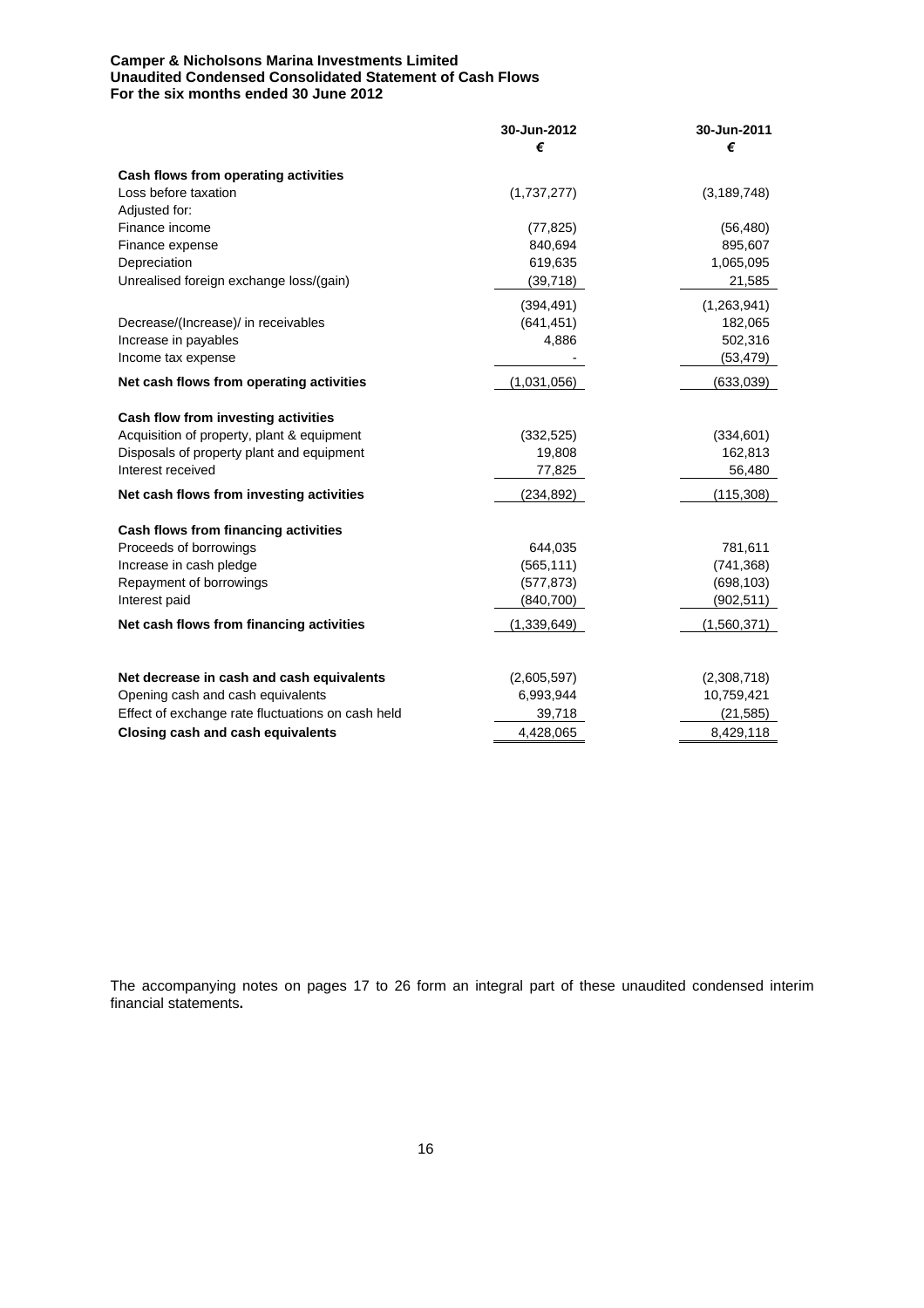**Camper & Nicholsons Marina Investments Limited**
**Unaudited Condensed Consolidated Statement of Cash Flows**
**For the six months ended 30 June 2012**

| | 30-Jun-2012 € | 30-Jun-2011 € |
|---|---|---|
| **Cash flows from operating activities** | | |
| Loss before taxation | (1,737,277) | (3,189,748) |
| Adjusted for: | | |
| Finance income | (77,825) | (56,480) |
| Finance expense | 840,694 | 895,607 |
| Depreciation | 619,635 | 1,065,095 |
| Unrealised foreign exchange loss/(gain) | (39,718) | 21,585 |
| | (394,491) | (1,263,941) |
| Decrease/(Increase)/ in receivables | (641,451) | 182,065 |
| Increase in payables | 4,886 | 502,316 |
| Income tax expense | - | (53,479) |
| **Net cash flows from operating activities** | (1,031,056) | (633,039) |
| **Cash flow from investing activities** | | |
| Acquisition of property, plant & equipment | (332,525) | (334,601) |
| Disposals of property plant and equipment | 19,808 | 162,813 |
| Interest received | 77,825 | 56,480 |
| **Net cash flows from investing activities** | (234,892) | (115,308) |
| **Cash flows from financing activities** | | |
| Proceeds of borrowings | 644,035 | 781,611 |
| Increase in cash pledge | (565,111) | (741,368) |
| Repayment of borrowings | (577,873) | (698,103) |
| Interest paid | (840,700) | (902,511) |
| **Net cash flows from financing activities** | (1,339,649) | (1,560,371) |
| **Net decrease in cash and cash equivalents** | (2,605,597) | (2,308,718) |
| Opening cash and cash equivalents | 6,993,944 | 10,759,421 |
| Effect of exchange rate fluctuations on cash held | 39,718 | (21,585) |
| **Closing cash and cash equivalents** | 4,428,065 | 8,429,118 |

The accompanying notes on pages 17 to 26 form an integral part of these unaudited condensed interim financial statements**.**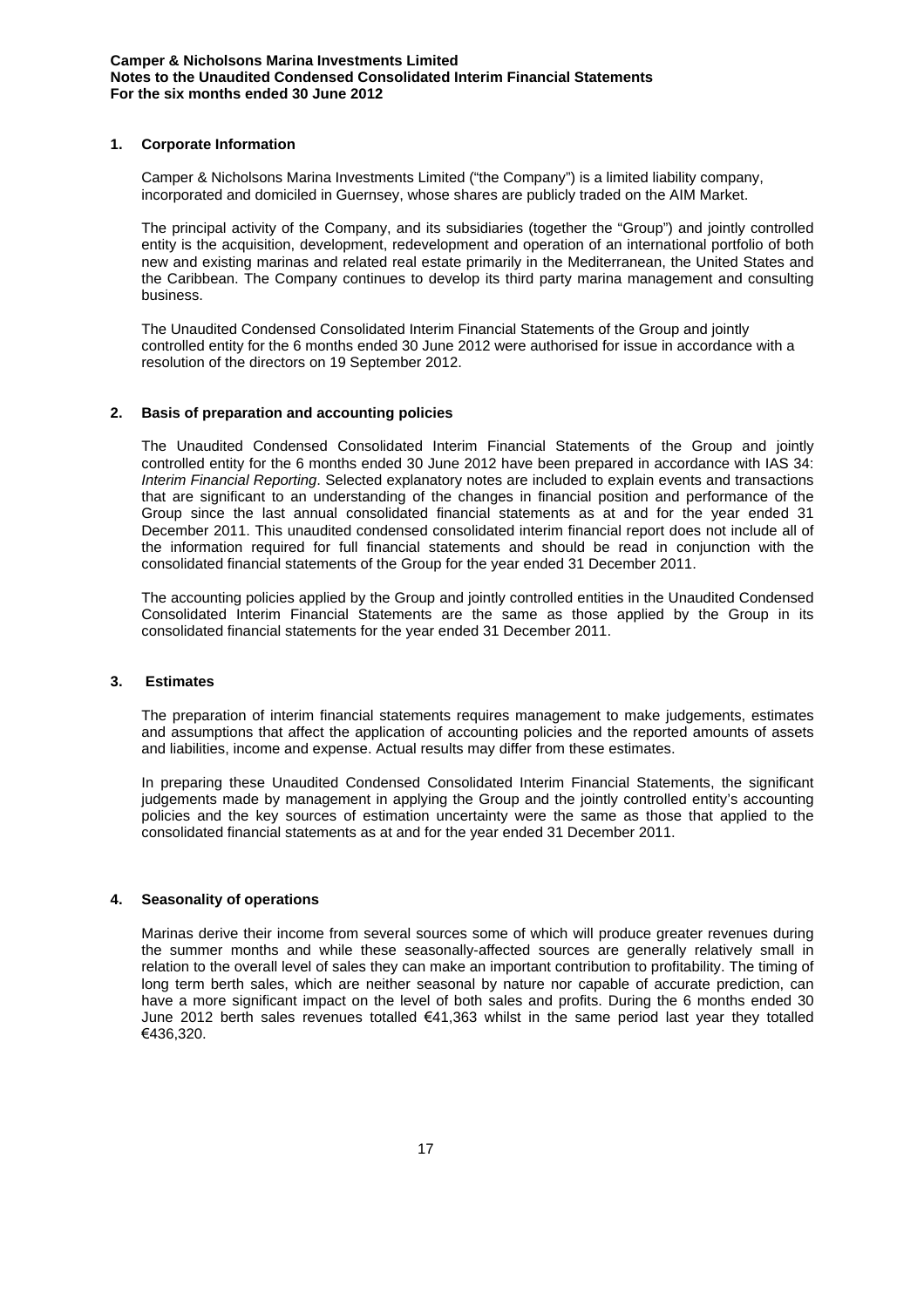**Camper & Nicholsons Marina Investments Limited**
**Notes to the Unaudited Condensed Consolidated Interim Financial Statements**
**For the six months ended 30 June 2012**

## 1. Corporate Information

Camper & Nicholsons Marina Investments Limited ("the Company") is a limited liability company, incorporated and domiciled in Guernsey, whose shares are publicly traded on the AIM Market.

The principal activity of the Company, and its subsidiaries (together the "Group") and jointly controlled entity is the acquisition, development, redevelopment and operation of an international portfolio of both new and existing marinas and related real estate primarily in the Mediterranean, the United States and the Caribbean. The Company continues to develop its third party marina management and consulting business.

The Unaudited Condensed Consolidated Interim Financial Statements of the Group and jointly controlled entity for the 6 months ended 30 June 2012 were authorised for issue in accordance with a resolution of the directors on 19 September 2012.

## 2. Basis of preparation and accounting policies

The Unaudited Condensed Consolidated Interim Financial Statements of the Group and jointly controlled entity for the 6 months ended 30 June 2012 have been prepared in accordance with IAS 34: *Interim Financial Reporting*. Selected explanatory notes are included to explain events and transactions that are significant to an understanding of the changes in financial position and performance of the Group since the last annual consolidated financial statements as at and for the year ended 31 December 2011. This unaudited condensed consolidated interim financial report does not include all of the information required for full financial statements and should be read in conjunction with the consolidated financial statements of the Group for the year ended 31 December 2011.

The accounting policies applied by the Group and jointly controlled entities in the Unaudited Condensed Consolidated Interim Financial Statements are the same as those applied by the Group in its consolidated financial statements for the year ended 31 December 2011.

## 3. Estimates

The preparation of interim financial statements requires management to make judgements, estimates and assumptions that affect the application of accounting policies and the reported amounts of assets and liabilities, income and expense. Actual results may differ from these estimates.

In preparing these Unaudited Condensed Consolidated Interim Financial Statements, the significant judgements made by management in applying the Group and the jointly controlled entity's accounting policies and the key sources of estimation uncertainty were the same as those that applied to the consolidated financial statements as at and for the year ended 31 December 2011.

## 4. Seasonality of operations

Marinas derive their income from several sources some of which will produce greater revenues during the summer months and while these seasonally-affected sources are generally relatively small in relation to the overall level of sales they can make an important contribution to profitability. The timing of long term berth sales, which are neither seasonal by nature nor capable of accurate prediction, can have a more significant impact on the level of both sales and profits. During the 6 months ended 30 June 2012 berth sales revenues totalled €41,363 whilst in the same period last year they totalled €436,320.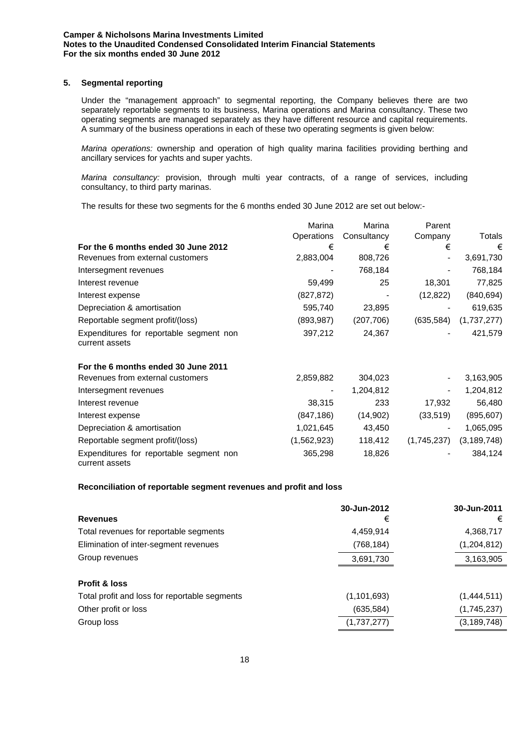## 5. Segmental reporting

Under the "management approach" to segmental reporting, the Company believes there are two separately reportable segments to its business, Marina operations and Marina consultancy. These two operating segments are managed separately as they have different resource and capital requirements. A summary of the business operations in each of these two operating segments is given below:

*Marina operations:* ownership and operation of high quality marina facilities providing berthing and ancillary services for yachts and super yachts.

*Marina consultancy:* provision, through multi year contracts, of a range of services, including consultancy, to third party marinas.

The results for these two segments for the 6 months ended 30 June 2012 are set out below:-

| | Marina Operations | Marina Consultancy | Parent Company | Totals |
|---|---|---|---|---|
| **For the 6 months ended 30 June 2012** | € | € | € | € |
| Revenues from external customers | 2,883,004 | 808,726 | - | 3,691,730 |
| Intersegment revenues | - | 768,184 | - | 768,184 |
| Interest revenue | 59,499 | 25 | 18,301 | 77,825 |
| Interest expense | (827,872) | - | (12,822) | (840,694) |
| Depreciation & amortisation | 595,740 | 23,895 | - | 619,635 |
| Reportable segment profit/(loss) | (893,987) | (207,706) | (635,584) | (1,737,277) |
| Expenditures for reportable segment non current assets | 397,212 | 24,367 | - | 421,579 |
| **For the 6 months ended 30 June 2011** | | | | |
| Revenues from external customers | 2,859,882 | 304,023 | - | 3,163,905 |
| Intersegment revenues | - | 1,204,812 | - | 1,204,812 |
| Interest revenue | 38,315 | 233 | 17,932 | 56,480 |
| Interest expense | (847,186) | (14,902) | (33,519) | (895,607) |
| Depreciation & amortisation | 1,021,645 | 43,450 | - | 1,065,095 |
| Reportable segment profit/(loss) | (1,562,923) | 118,412 | (1,745,237) | (3,189,748) |
| Expenditures for reportable segment non current assets | 365,298 | 18,826 | - | 384,124 |

**Reconciliation of reportable segment revenues and profit and loss**

| | 30-Jun-2012 | 30-Jun-2011 |
|---|---|---|
| **Revenues** | € | € |
| Total revenues for reportable segments | 4,459,914 | 4,368,717 |
| Elimination of inter-segment revenues | (768,184) | (1,204,812) |
| Group revenues | 3,691,730 | 3,163,905 |
| **Profit & loss** | | |
| Total profit and loss for reportable segments | (1,101,693) | (1,444,511) |
| Other profit or loss | (635,584) | (1,745,237) |
| Group loss | (1,737,277) | (3,189,748) |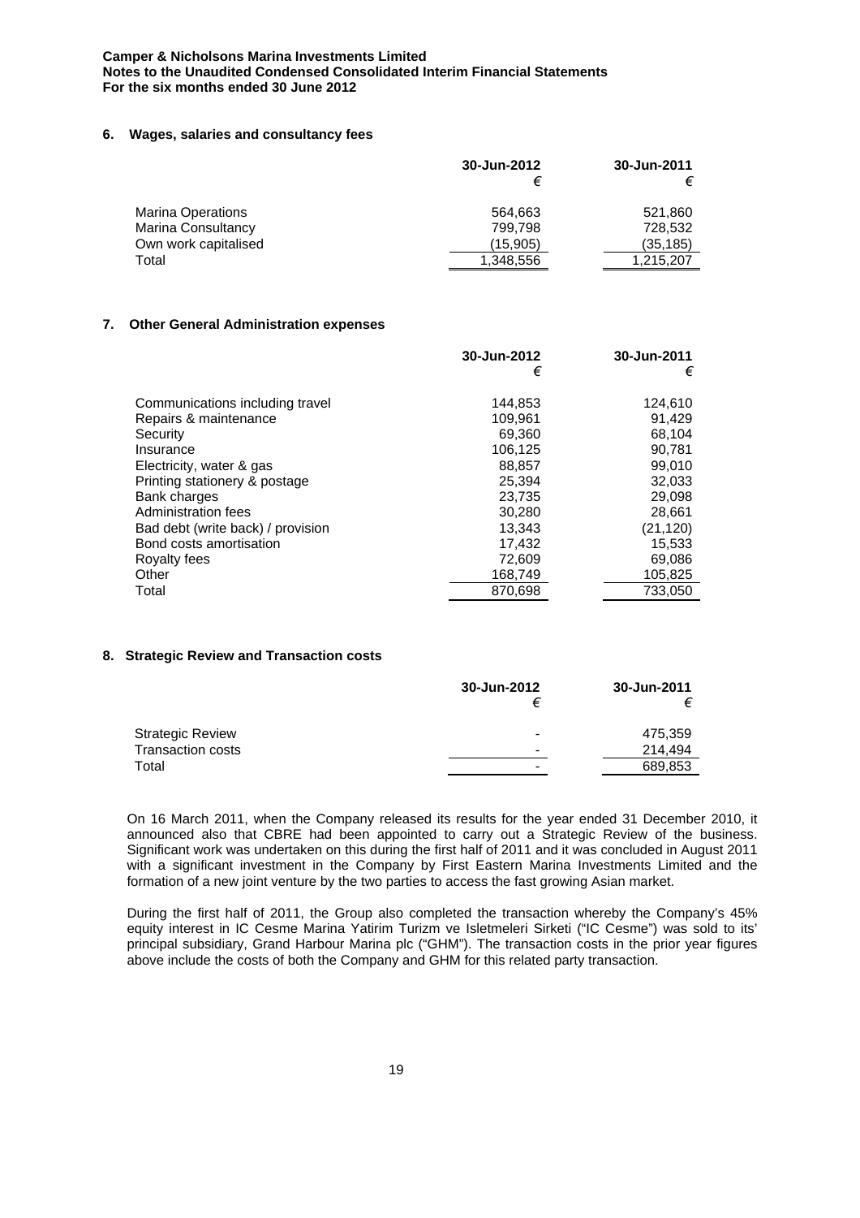**Camper & Nicholsons Marina Investments Limited**
**Notes to the Unaudited Condensed Consolidated Interim Financial Statements**
**For the six months ended 30 June 2012**

## 6. Wages, salaries and consultancy fees

| | 30-Jun-2012 € | 30-Jun-2011 € |
|---|---|---|
| Marina Operations | 564,663 | 521,860 |
| Marina Consultancy | 799,798 | 728,532 |
| Own work capitalised | (15,905) | (35,185) |
| Total | 1,348,556 | 1,215,207 |

## 7. Other General Administration expenses

| | 30-Jun-2012 € | 30-Jun-2011 € |
|---|---|---|
| Communications including travel | 144,853 | 124,610 |
| Repairs & maintenance | 109,961 | 91,429 |
| Security | 69,360 | 68,104 |
| Insurance | 106,125 | 90,781 |
| Electricity, water & gas | 88,857 | 99,010 |
| Printing stationery & postage | 25,394 | 32,033 |
| Bank charges | 23,735 | 29,098 |
| Administration fees | 30,280 | 28,661 |
| Bad debt (write back) / provision | 13,343 | (21,120) |
| Bond costs amortisation | 17,432 | 15,533 |
| Royalty fees | 72,609 | 69,086 |
| Other | 168,749 | 105,825 |
| Total | 870,698 | 733,050 |

## 8. Strategic Review and Transaction costs

| | 30-Jun-2012 € | 30-Jun-2011 € |
|---|---|---|
| Strategic Review | - | 475,359 |
| Transaction costs | - | 214,494 |
| Total | - | 689,853 |

On 16 March 2011, when the Company released its results for the year ended 31 December 2010, it announced also that CBRE had been appointed to carry out a Strategic Review of the business. Significant work was undertaken on this during the first half of 2011 and it was concluded in August 2011 with a significant investment in the Company by First Eastern Marina Investments Limited and the formation of a new joint venture by the two parties to access the fast growing Asian market.

During the first half of 2011, the Group also completed the transaction whereby the Company's 45% equity interest in IC Cesme Marina Yatirim Turizm ve Isletmeleri Sirketi ("IC Cesme") was sold to its' principal subsidiary, Grand Harbour Marina plc ("GHM"). The transaction costs in the prior year figures above include the costs of both the Company and GHM for this related party transaction.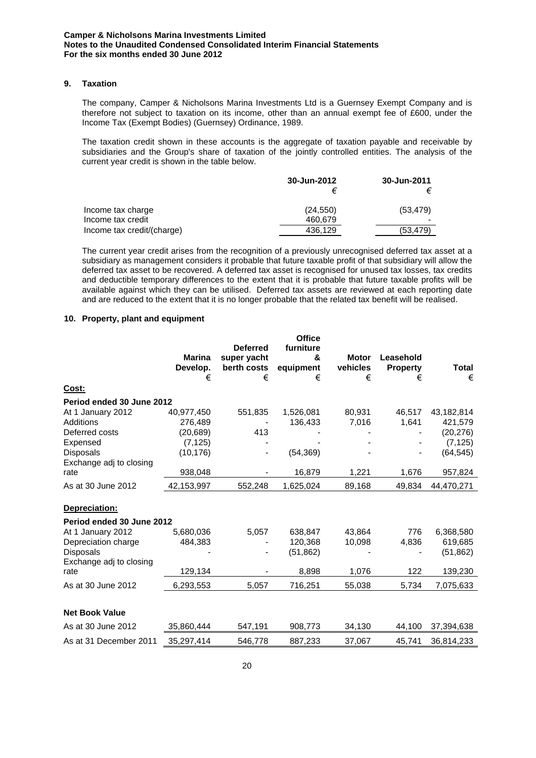## 9. Taxation

The company, Camper & Nicholsons Marina Investments Ltd is a Guernsey Exempt Company and is therefore not subject to taxation on its income, other than an annual exempt fee of £600, under the Income Tax (Exempt Bodies) (Guernsey) Ordinance, 1989.

The taxation credit shown in these accounts is the aggregate of taxation payable and receivable by subsidiaries and the Group's share of taxation of the jointly controlled entities. The analysis of the current year credit is shown in the table below.

| | 30-Jun-2012 € | 30-Jun-2011 € |
|---|---|---|
| Income tax charge | (24,550) | (53,479) |
| Income tax credit | 460,679 | - |
| Income tax credit/(charge) | 436,129 | (53,479) |

The current year credit arises from the recognition of a previously unrecognised deferred tax asset at a subsidiary as management considers it probable that future taxable profit of that subsidiary will allow the deferred tax asset to be recovered. A deferred tax asset is recognised for unused tax losses, tax credits and deductible temporary differences to the extent that it is probable that future taxable profits will be available against which they can be utilised. Deferred tax assets are reviewed at each reporting date and are reduced to the extent that it is no longer probable that the related tax benefit will be realised.

## 10. Property, plant and equipment

| | Marina Develop. € | Deferred super yacht berth costs € | Office furniture & equipment € | Motor vehicles € | Leasehold Property € | Total € |
|---|---|---|---|---|---|---|
| **Cost:** | | | | | | |
| **Period ended 30 June 2012** | | | | | | |
| At 1 January 2012 | 40,977,450 | 551,835 | 1,526,081 | 80,931 | 46,517 | 43,182,814 |
| Additions | 276,489 | - | 136,433 | 7,016 | 1,641 | 421,579 |
| Deferred costs | (20,689) | 413 | - | - | - | (20,276) |
| Expensed | (7,125) | - | - | - | - | (7,125) |
| Disposals | (10,176) | - | (54,369) | - | - | (64,545) |
| Exchange adj to closing rate | 938,048 | - | 16,879 | 1,221 | 1,676 | 957,824 |
| As at 30 June 2012 | 42,153,997 | 552,248 | 1,625,024 | 89,168 | 49,834 | 44,470,271 |
| **Depreciation:** | | | | | | |
| **Period ended 30 June 2012** | | | | | | |
| At 1 January 2012 | 5,680,036 | 5,057 | 638,847 | 43,864 | 776 | 6,368,580 |
| Depreciation charge | 484,383 | - | 120,368 | 10,098 | 4,836 | 619,685 |
| Disposals | - | - | (51,862) | - | - | (51,862) |
| Exchange adj to closing rate | 129,134 | - | 8,898 | 1,076 | 122 | 139,230 |
| As at 30 June 2012 | 6,293,553 | 5,057 | 716,251 | 55,038 | 5,734 | 7,075,633 |
| **Net Book Value** | | | | | | |
| As at 30 June 2012 | 35,860,444 | 547,191 | 908,773 | 34,130 | 44,100 | 37,394,638 |
| As at 31 December 2011 | 35,297,414 | 546,778 | 887,233 | 37,067 | 45,741 | 36,814,233 |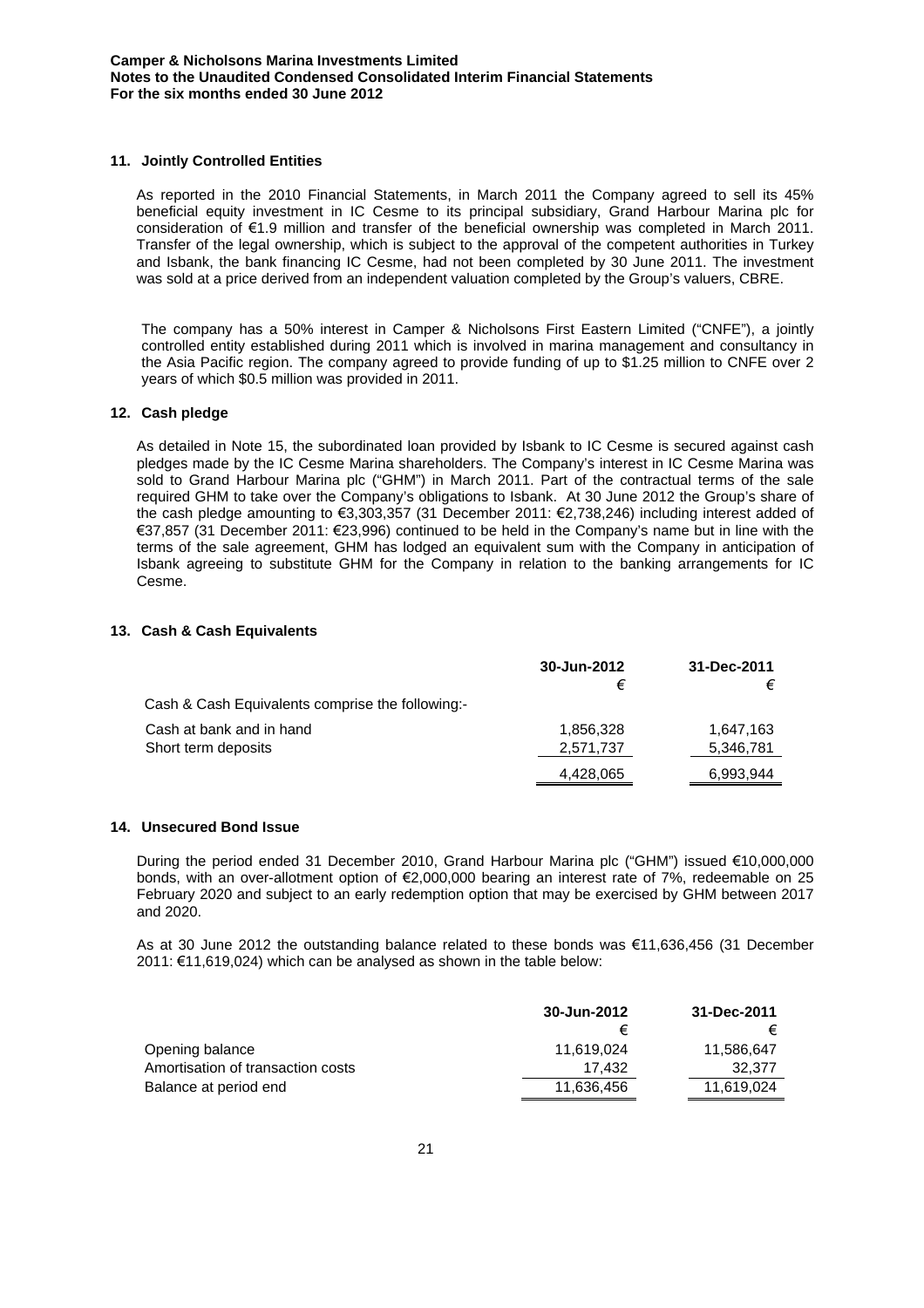## 11. Jointly Controlled Entities

As reported in the 2010 Financial Statements, in March 2011 the Company agreed to sell its 45% beneficial equity investment in IC Cesme to its principal subsidiary, Grand Harbour Marina plc for consideration of €1.9 million and transfer of the beneficial ownership was completed in March 2011. Transfer of the legal ownership, which is subject to the approval of the competent authorities in Turkey and Isbank, the bank financing IC Cesme, had not been completed by 30 June 2011. The investment was sold at a price derived from an independent valuation completed by the Group's valuers, CBRE.

The company has a 50% interest in Camper & Nicholsons First Eastern Limited ("CNFE"), a jointly controlled entity established during 2011 which is involved in marina management and consultancy in the Asia Pacific region. The company agreed to provide funding of up to $1.25 million to CNFE over 2 years of which $0.5 million was provided in 2011.

## 12. Cash pledge

As detailed in Note 15, the subordinated loan provided by Isbank to IC Cesme is secured against cash pledges made by the IC Cesme Marina shareholders. The Company's interest in IC Cesme Marina was sold to Grand Harbour Marina plc ("GHM") in March 2011. Part of the contractual terms of the sale required GHM to take over the Company's obligations to Isbank. At 30 June 2012 the Group's share of the cash pledge amounting to €3,303,357 (31 December 2011: €2,738,246) including interest added of €37,857 (31 December 2011: €23,996) continued to be held in the Company's name but in line with the terms of the sale agreement, GHM has lodged an equivalent sum with the Company in anticipation of Isbank agreeing to substitute GHM for the Company in relation to the banking arrangements for IC Cesme.

## 13. Cash & Cash Equivalents

| | 30-Jun-2012 | 31-Dec-2011 |
|---|---|---|
| | € | € |
| Cash & Cash Equivalents comprise the following:- | | |
| Cash at bank and in hand | 1,856,328 | 1,647,163 |
| Short term deposits | 2,571,737 | 5,346,781 |
| | 4,428,065 | 6,993,944 |

## 14. Unsecured Bond Issue

During the period ended 31 December 2010, Grand Harbour Marina plc ("GHM") issued €10,000,000 bonds, with an over-allotment option of €2,000,000 bearing an interest rate of 7%, redeemable on 25 February 2020 and subject to an early redemption option that may be exercised by GHM between 2017 and 2020.

As at 30 June 2012 the outstanding balance related to these bonds was €11,636,456 (31 December 2011: €11,619,024) which can be analysed as shown in the table below:

| | 30-Jun-2012 | 31-Dec-2011 |
|---|---|---|
| | € | € |
| Opening balance | 11,619,024 | 11,586,647 |
| Amortisation of transaction costs | 17,432 | 32,377 |
| Balance at period end | 11,636,456 | 11,619,024 |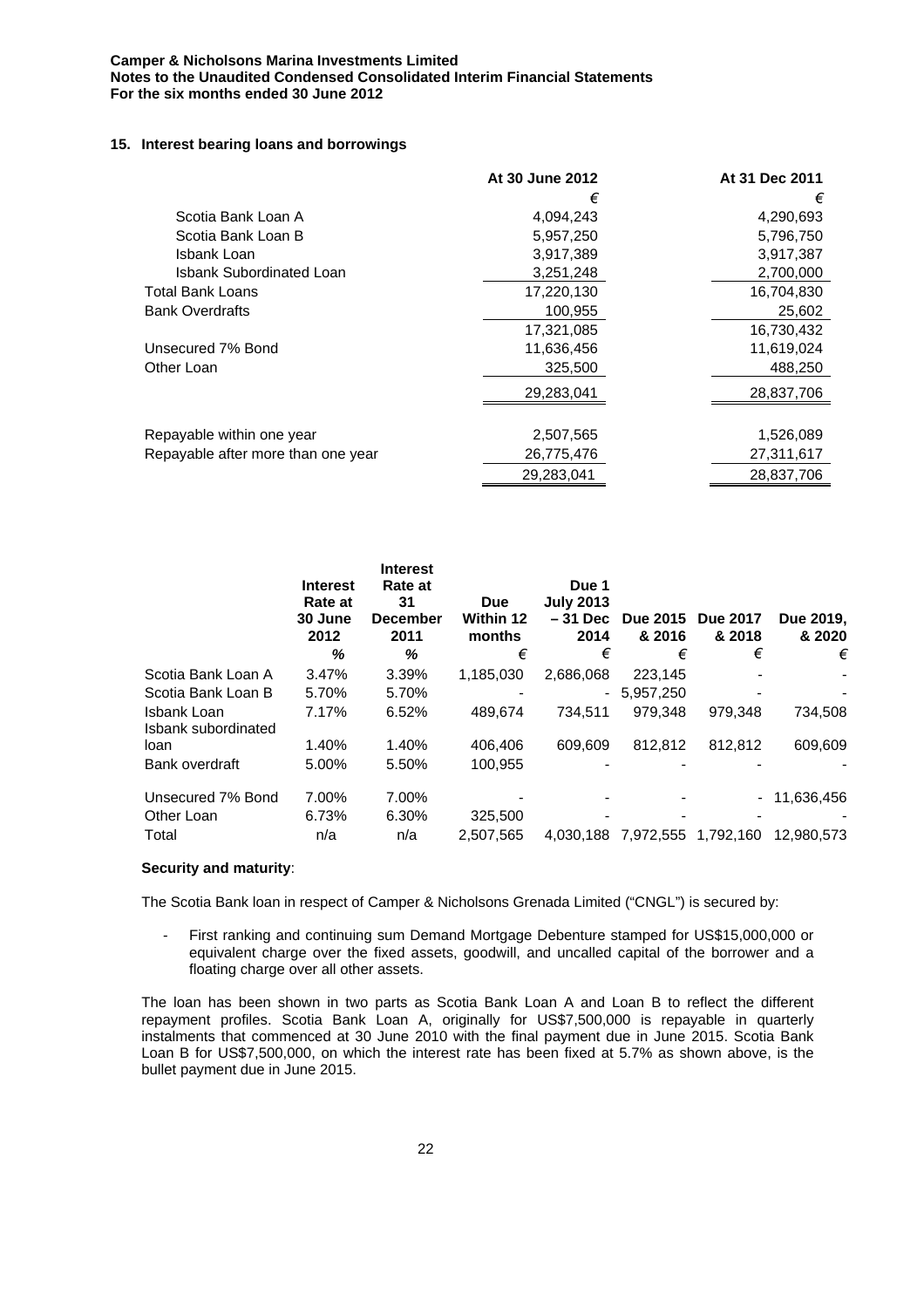**Camper & Nicholsons Marina Investments Limited**
**Notes to the Unaudited Condensed Consolidated Interim Financial Statements**
**For the six months ended 30 June 2012**

### 15. Interest bearing loans and borrowings

| | At 30 June 2012 | At 31 Dec 2011 |
|---|---|---|
| | € | € |
| Scotia Bank Loan A | 4,094,243 | 4,290,693 |
| Scotia Bank Loan B | 5,957,250 | 5,796,750 |
| Isbank Loan | 3,917,389 | 3,917,387 |
| Isbank Subordinated Loan | 3,251,248 | 2,700,000 |
| Total Bank Loans | 17,220,130 | 16,704,830 |
| Bank Overdrafts | 100,955 | 25,602 |
| | 17,321,085 | 16,730,432 |
| Unsecured 7% Bond | 11,636,456 | 11,619,024 |
| Other Loan | 325,500 | 488,250 |
| | 29,283,041 | 28,837,706 |
| | | |
| Repayable within one year | 2,507,565 | 1,526,089 |
| Repayable after more than one year | 26,775,476 | 27,311,617 |
| | 29,283,041 | 28,837,706 |

| | Interest Rate at 30 June 2012 | Interest Rate at 31 December 2011 | Due Within 12 months | Due 1 July 2013 – 31 Dec 2014 | Due 2015 & 2016 | Due 2017 & 2018 | Due 2019, & 2020 |
|---|---|---|---|---|---|---|---|
| | % | % | € | € | € | € | € |
| Scotia Bank Loan A | 3.47% | 3.39% | 1,185,030 | 2,686,068 | 223,145 | - | - |
| Scotia Bank Loan B | 5.70% | 5.70% | - | - | 5,957,250 | - | - |
| Isbank Loan | 7.17% | 6.52% | 489,674 | 734,511 | 979,348 | 979,348 | 734,508 |
| Isbank subordinated loan | 1.40% | 1.40% | 406,406 | 609,609 | 812,812 | 812,812 | 609,609 |
| Bank overdraft | 5.00% | 5.50% | 100,955 | - | - | - | - |
| Unsecured 7% Bond | 7.00% | 7.00% | - | - | - | - | 11,636,456 |
| Other Loan | 6.73% | 6.30% | 325,500 | - | - | - | - |
| Total | n/a | n/a | 2,507,565 | 4,030,188 | 7,972,555 | 1,792,160 | 12,980,573 |

**Security and maturity**:

The Scotia Bank loan in respect of Camper & Nicholsons Grenada Limited ("CNGL") is secured by:

- First ranking and continuing sum Demand Mortgage Debenture stamped for US$15,000,000 or equivalent charge over the fixed assets, goodwill, and uncalled capital of the borrower and a floating charge over all other assets.

The loan has been shown in two parts as Scotia Bank Loan A and Loan B to reflect the different repayment profiles. Scotia Bank Loan A, originally for US$7,500,000 is repayable in quarterly instalments that commenced at 30 June 2010 with the final payment due in June 2015. Scotia Bank Loan B for US$7,500,000, on which the interest rate has been fixed at 5.7% as shown above, is the bullet payment due in June 2015.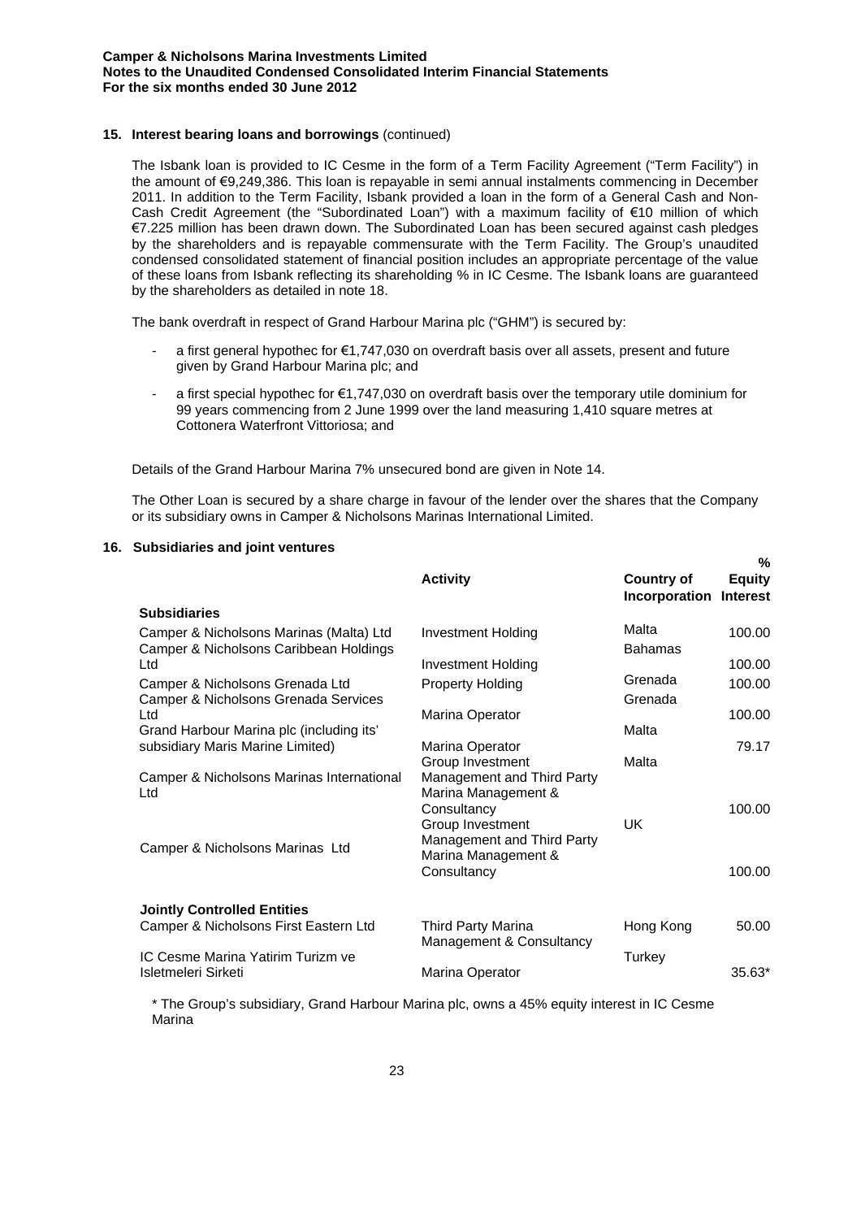## 15. Interest bearing loans and borrowings (continued)

The Isbank loan is provided to IC Cesme in the form of a Term Facility Agreement ("Term Facility") in the amount of €9,249,386. This loan is repayable in semi annual instalments commencing in December 2011. In addition to the Term Facility, Isbank provided a loan in the form of a General Cash and Non-Cash Credit Agreement (the "Subordinated Loan") with a maximum facility of €10 million of which €7.225 million has been drawn down. The Subordinated Loan has been secured against cash pledges by the shareholders and is repayable commensurate with the Term Facility. The Group's unaudited condensed consolidated statement of financial position includes an appropriate percentage of the value of these loans from Isbank reflecting its shareholding % in IC Cesme. The Isbank loans are guaranteed by the shareholders as detailed in note 18.

The bank overdraft in respect of Grand Harbour Marina plc ("GHM") is secured by:

- a first general hypothec for €1,747,030 on overdraft basis over all assets, present and future given by Grand Harbour Marina plc; and
- a first special hypothec for €1,747,030 on overdraft basis over the temporary utile dominium for 99 years commencing from 2 June 1999 over the land measuring 1,410 square metres at Cottonera Waterfront Vittoriosa; and

Details of the Grand Harbour Marina 7% unsecured bond are given in Note 14.

The Other Loan is secured by a share charge in favour of the lender over the shares that the Company or its subsidiary owns in Camper & Nicholsons Marinas International Limited.

## 16. Subsidiaries and joint ventures

| | Activity | Country of Incorporation | % Equity Interest |
|---|---|---|---|
| **Subsidiaries** | | | |
| Camper & Nicholsons Marinas (Malta) Ltd | Investment Holding | Malta | 100.00 |
| Camper & Nicholsons Caribbean Holdings Ltd | Investment Holding | Bahamas | 100.00 |
| Camper & Nicholsons Grenada Ltd | Property Holding | Grenada | 100.00 |
| Camper & Nicholsons Grenada Services Ltd | Marina Operator | Grenada | 100.00 |
| Grand Harbour Marina plc (including its' subsidiary Maris Marine Limited) | Marina Operator | Malta | 79.17 |
| Camper & Nicholsons Marinas International Ltd | Group Investment Management and Third Party Marina Management & Consultancy | Malta | 100.00 |
| Camper & Nicholsons Marinas Ltd | Group Investment Management and Third Party Marina Management & Consultancy | UK | 100.00 |
| **Jointly Controlled Entities** | | | |
| Camper & Nicholsons First Eastern Ltd | Third Party Marina Management & Consultancy | Hong Kong | 50.00 |
| IC Cesme Marina Yatirim Turizm ve Isletmeleri Sirketi | Marina Operator | Turkey | 35.63* |

\* The Group's subsidiary, Grand Harbour Marina plc, owns a 45% equity interest in IC Cesme Marina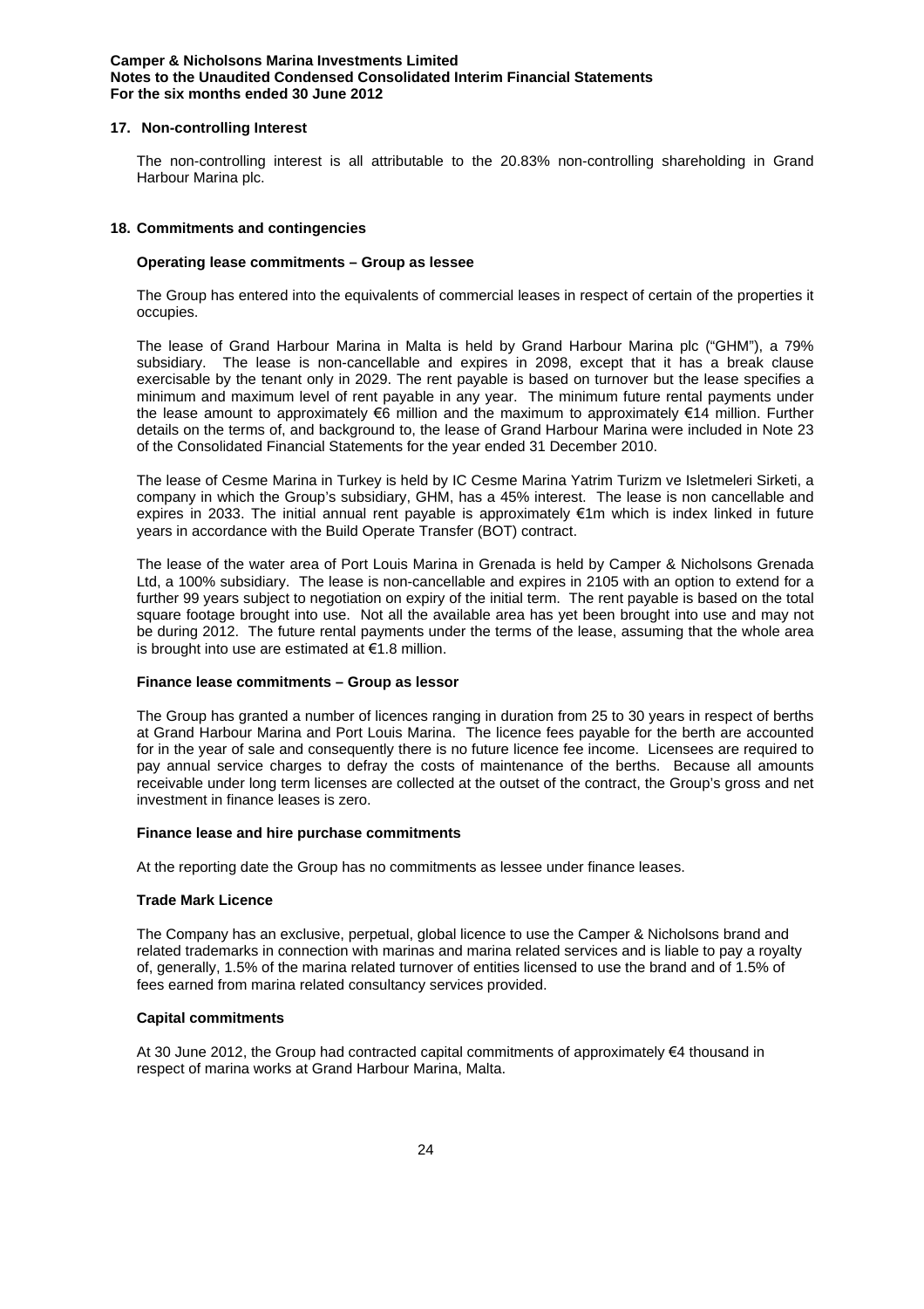## 17. Non-controlling Interest

The non-controlling interest is all attributable to the 20.83% non-controlling shareholding in Grand Harbour Marina plc.

## 18. Commitments and contingencies

### Operating lease commitments – Group as lessee

The Group has entered into the equivalents of commercial leases in respect of certain of the properties it occupies.

The lease of Grand Harbour Marina in Malta is held by Grand Harbour Marina plc ("GHM"), a 79% subsidiary. The lease is non-cancellable and expires in 2098, except that it has a break clause exercisable by the tenant only in 2029. The rent payable is based on turnover but the lease specifies a minimum and maximum level of rent payable in any year. The minimum future rental payments under the lease amount to approximately €6 million and the maximum to approximately €14 million. Further details on the terms of, and background to, the lease of Grand Harbour Marina were included in Note 23 of the Consolidated Financial Statements for the year ended 31 December 2010.

The lease of Cesme Marina in Turkey is held by IC Cesme Marina Yatrim Turizm ve Isletmeleri Sirketi, a company in which the Group's subsidiary, GHM, has a 45% interest. The lease is non cancellable and expires in 2033. The initial annual rent payable is approximately €1m which is index linked in future years in accordance with the Build Operate Transfer (BOT) contract.

The lease of the water area of Port Louis Marina in Grenada is held by Camper & Nicholsons Grenada Ltd, a 100% subsidiary. The lease is non-cancellable and expires in 2105 with an option to extend for a further 99 years subject to negotiation on expiry of the initial term. The rent payable is based on the total square footage brought into use. Not all the available area has yet been brought into use and may not be during 2012. The future rental payments under the terms of the lease, assuming that the whole area is brought into use are estimated at €1.8 million.

### Finance lease commitments – Group as lessor

The Group has granted a number of licences ranging in duration from 25 to 30 years in respect of berths at Grand Harbour Marina and Port Louis Marina. The licence fees payable for the berth are accounted for in the year of sale and consequently there is no future licence fee income. Licensees are required to pay annual service charges to defray the costs of maintenance of the berths. Because all amounts receivable under long term licenses are collected at the outset of the contract, the Group's gross and net investment in finance leases is zero.

### Finance lease and hire purchase commitments

At the reporting date the Group has no commitments as lessee under finance leases.

### Trade Mark Licence

The Company has an exclusive, perpetual, global licence to use the Camper & Nicholsons brand and related trademarks in connection with marinas and marina related services and is liable to pay a royalty of, generally, 1.5% of the marina related turnover of entities licensed to use the brand and of 1.5% of fees earned from marina related consultancy services provided.

### Capital commitments

At 30 June 2012, the Group had contracted capital commitments of approximately €4 thousand in respect of marina works at Grand Harbour Marina, Malta.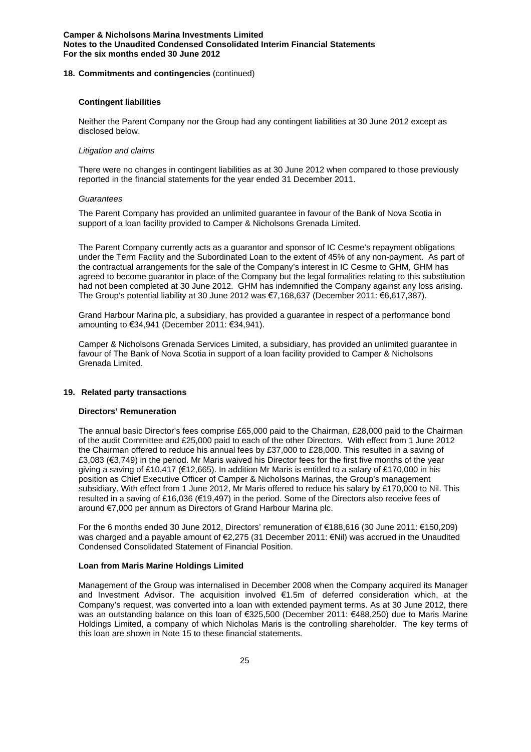**18. Commitments and contingencies** (continued)

**Contingent liabilities**

Neither the Parent Company nor the Group had any contingent liabilities at 30 June 2012 except as disclosed below.

*Litigation and claims*

There were no changes in contingent liabilities as at 30 June 2012 when compared to those previously reported in the financial statements for the year ended 31 December 2011.

*Guarantees*

The Parent Company has provided an unlimited guarantee in favour of the Bank of Nova Scotia in support of a loan facility provided to Camper & Nicholsons Grenada Limited.

The Parent Company currently acts as a guarantor and sponsor of IC Cesme's repayment obligations under the Term Facility and the Subordinated Loan to the extent of 45% of any non-payment. As part of the contractual arrangements for the sale of the Company's interest in IC Cesme to GHM, GHM has agreed to become guarantor in place of the Company but the legal formalities relating to this substitution had not been completed at 30 June 2012. GHM has indemnified the Company against any loss arising. The Group's potential liability at 30 June 2012 was €7,168,637 (December 2011: €6,617,387).

Grand Harbour Marina plc, a subsidiary, has provided a guarantee in respect of a performance bond amounting to €34,941 (December 2011: €34,941).

Camper & Nicholsons Grenada Services Limited, a subsidiary, has provided an unlimited guarantee in favour of The Bank of Nova Scotia in support of a loan facility provided to Camper & Nicholsons Grenada Limited.

## 19. Related party transactions

**Directors' Remuneration**

The annual basic Director's fees comprise £65,000 paid to the Chairman, £28,000 paid to the Chairman of the audit Committee and £25,000 paid to each of the other Directors. With effect from 1 June 2012 the Chairman offered to reduce his annual fees by £37,000 to £28,000. This resulted in a saving of £3,083 (€3,749) in the period. Mr Maris waived his Director fees for the first five months of the year giving a saving of £10,417 (€12,665). In addition Mr Maris is entitled to a salary of £170,000 in his position as Chief Executive Officer of Camper & Nicholsons Marinas, the Group's management subsidiary. With effect from 1 June 2012, Mr Maris offered to reduce his salary by £170,000 to Nil. This resulted in a saving of £16,036 (€19,497) in the period. Some of the Directors also receive fees of around €7,000 per annum as Directors of Grand Harbour Marina plc.

For the 6 months ended 30 June 2012, Directors' remuneration of €188,616 (30 June 2011: €150,209) was charged and a payable amount of €2,275 (31 December 2011: €Nil) was accrued in the Unaudited Condensed Consolidated Statement of Financial Position.

**Loan from Maris Marine Holdings Limited**

Management of the Group was internalised in December 2008 when the Company acquired its Manager and Investment Advisor. The acquisition involved €1.5m of deferred consideration which, at the Company's request, was converted into a loan with extended payment terms. As at 30 June 2012, there was an outstanding balance on this loan of €325,500 (December 2011: €488,250) due to Maris Marine Holdings Limited, a company of which Nicholas Maris is the controlling shareholder. The key terms of this loan are shown in Note 15 to these financial statements.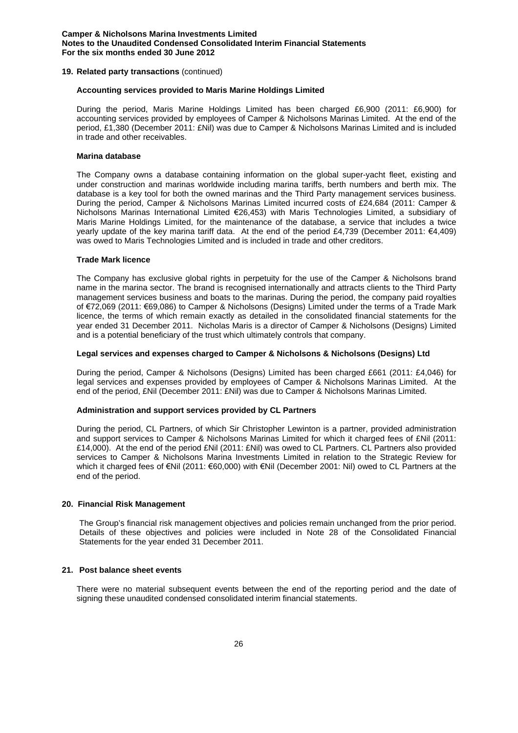**19. Related party transactions** (continued)

**Accounting services provided to Maris Marine Holdings Limited**

During the period, Maris Marine Holdings Limited has been charged £6,900 (2011: £6,900) for accounting services provided by employees of Camper & Nicholsons Marinas Limited. At the end of the period, £1,380 (December 2011: £Nil) was due to Camper & Nicholsons Marinas Limited and is included in trade and other receivables.

**Marina database**

The Company owns a database containing information on the global super-yacht fleet, existing and under construction and marinas worldwide including marina tariffs, berth numbers and berth mix. The database is a key tool for both the owned marinas and the Third Party management services business. During the period, Camper & Nicholsons Marinas Limited incurred costs of £24,684 (2011: Camper & Nicholsons Marinas International Limited €26,453) with Maris Technologies Limited, a subsidiary of Maris Marine Holdings Limited, for the maintenance of the database, a service that includes a twice yearly update of the key marina tariff data. At the end of the period £4,739 (December 2011: €4,409) was owed to Maris Technologies Limited and is included in trade and other creditors.

**Trade Mark licence**

The Company has exclusive global rights in perpetuity for the use of the Camper & Nicholsons brand name in the marina sector. The brand is recognised internationally and attracts clients to the Third Party management services business and boats to the marinas. During the period, the company paid royalties of €72,069 (2011: €69,086) to Camper & Nicholsons (Designs) Limited under the terms of a Trade Mark licence, the terms of which remain exactly as detailed in the consolidated financial statements for the year ended 31 December 2011. Nicholas Maris is a director of Camper & Nicholsons (Designs) Limited and is a potential beneficiary of the trust which ultimately controls that company.

**Legal services and expenses charged to Camper & Nicholsons & Nicholsons (Designs) Ltd**

During the period, Camper & Nicholsons (Designs) Limited has been charged £661 (2011: £4,046) for legal services and expenses provided by employees of Camper & Nicholsons Marinas Limited. At the end of the period, £Nil (December 2011: £Nil) was due to Camper & Nicholsons Marinas Limited.

**Administration and support services provided by CL Partners**

During the period, CL Partners, of which Sir Christopher Lewinton is a partner, provided administration and support services to Camper & Nicholsons Marinas Limited for which it charged fees of £Nil (2011: £14,000). At the end of the period £Nil (2011: £Nil) was owed to CL Partners. CL Partners also provided services to Camper & Nicholsons Marina Investments Limited in relation to the Strategic Review for which it charged fees of €Nil (2011: €60,000) with €Nil (December 2001: Nil) owed to CL Partners at the end of the period.

**20. Financial Risk Management**

The Group's financial risk management objectives and policies remain unchanged from the prior period. Details of these objectives and policies were included in Note 28 of the Consolidated Financial Statements for the year ended 31 December 2011.

**21. Post balance sheet events**

There were no material subsequent events between the end of the reporting period and the date of signing these unaudited condensed consolidated interim financial statements.